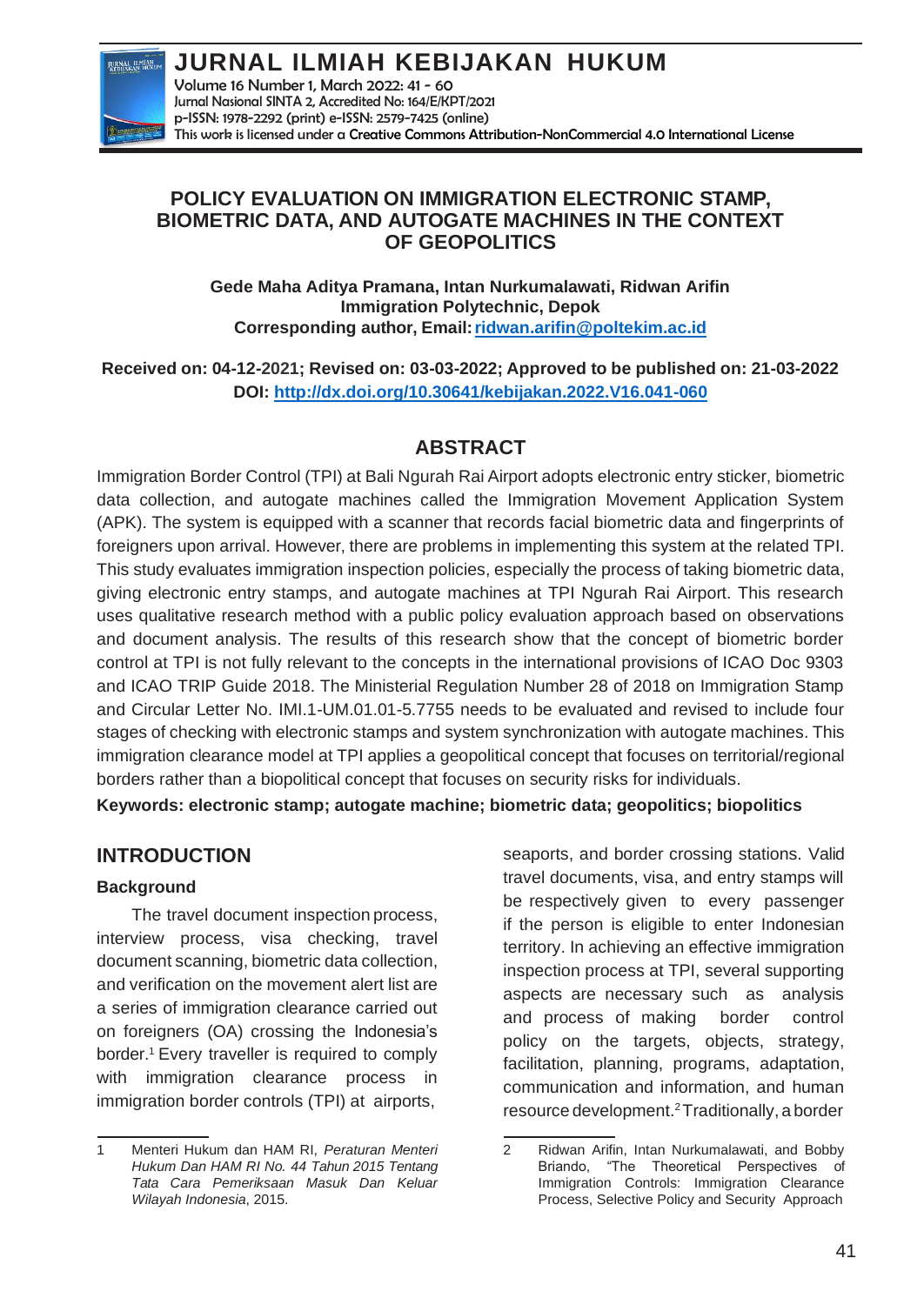# POLICY EVALUATION ON IMMIGRATION ELECTRONIC STAMP, BIOMETRIC DATA, AND AUTOGATE MACHINES IN THE CONTEXT OF GEOPOLITICS

**Gede Maha Aditya Pramana, Intan Nurkumalawati, Ridwan Arifin**
**Immigration Polytechnic, Depok**
**Corresponding author, Email: ridwan.arifin@poltekim.ac.id**

**Received on: 04-12-2021; Revised on: 03-03-2022; Approved to be published on: 21-03-2022**
**DOI: http://dx.doi.org/10.30641/kebijakan.2022.V16.041-060**

## ABSTRACT

Immigration Border Control (TPI) at Bali Ngurah Rai Airport adopts electronic entry sticker, biometric data collection, and autogate machines called the Immigration Movement Application System (APK). The system is equipped with a scanner that records facial biometric data and fingerprints of foreigners upon arrival. However, there are problems in implementing this system at the related TPI. This study evaluates immigration inspection policies, especially the process of taking biometric data, giving electronic entry stamps, and autogate machines at TPI Ngurah Rai Airport. This research uses qualitative research method with a public policy evaluation approach based on observations and document analysis. The results of this research show that the concept of biometric border control at TPI is not fully relevant to the concepts in the international provisions of ICAO Doc 9303 and ICAO TRIP Guide 2018. The Ministerial Regulation Number 28 of 2018 on Immigration Stamp and Circular Letter No. IMI.1-UM.01.01-5.7755 needs to be evaluated and revised to include four stages of checking with electronic stamps and system synchronization with autogate machines. This immigration clearance model at TPI applies a geopolitical concept that focuses on territorial/regional borders rather than a biopolitical concept that focuses on security risks for individuals.

**Keywords: electronic stamp; autogate machine; biometric data; geopolitics; biopolitics**

## INTRODUCTION

### Background

The travel document inspection process, interview process, visa checking, travel document scanning, biometric data collection, and verification on the movement alert list are a series of immigration clearance carried out on foreigners (OA) crossing the Indonesia's border.[1] Every traveller is required to comply with immigration clearance process in immigration border controls (TPI) at airports, seaports, and border crossing stations. Valid travel documents, visa, and entry stamps will be respectively given to every passenger if the person is eligible to enter Indonesian territory. In achieving an effective immigration inspection process at TPI, several supporting aspects are necessary such as analysis and process of making border control policy on the targets, objects, strategy, facilitation, planning, programs, adaptation, communication and information, and human resource development.[2] Traditionally, a border

---

1 Menteri Hukum dan HAM RI, *Peraturan Menteri Hukum Dan HAM RI No. 44 Tahun 2015 Tentang Tata Cara Pemeriksaan Masuk Dan Keluar Wilayah Indonesia*, 2015.

2 Ridwan Arifin, Intan Nurkumalawati, and Bobby Briando, "The Theoretical Perspectives of Immigration Controls: Immigration Clearance Process, Selective Policy and Security Approach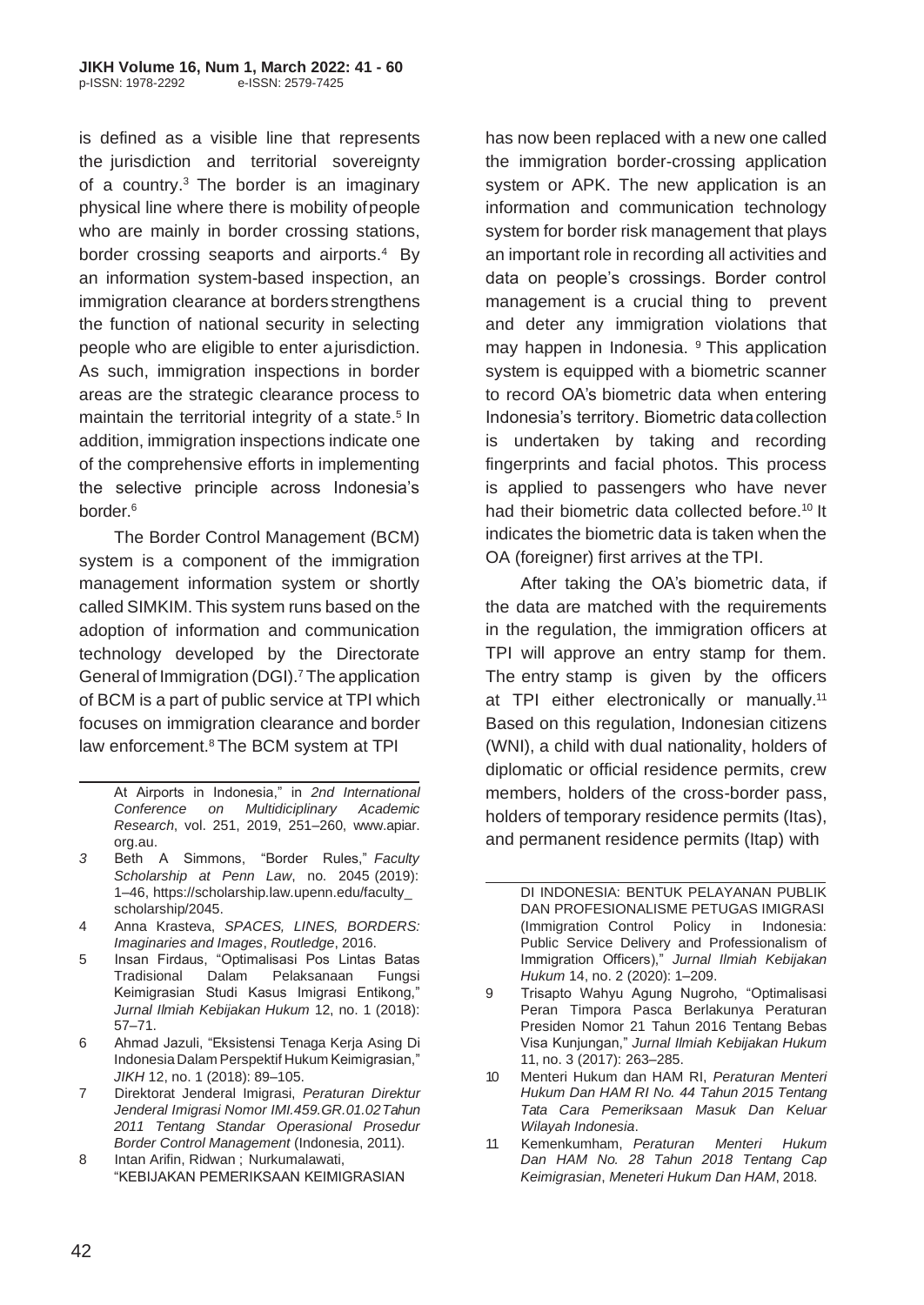is defined as a visible line that represents the jurisdiction and territorial sovereignty of a country.[3] The border is an imaginary physical line where there is mobility of people who are mainly in border crossing stations, border crossing seaports and airports.[4] By an information system-based inspection, an immigration clearance at borders strengthens the function of national security in selecting people who are eligible to enter a jurisdiction. As such, immigration inspections in border areas are the strategic clearance process to maintain the territorial integrity of a state.[5] In addition, immigration inspections indicate one of the comprehensive efforts in implementing the selective principle across Indonesia's border.[6]

The Border Control Management (BCM) system is a component of the immigration management information system or shortly called SIMKIM. This system runs based on the adoption of information and communication technology developed by the Directorate General of Immigration (DGI).[7] The application of BCM is a part of public service at TPI which focuses on immigration clearance and border law enforcement.[8] The BCM system at TPI has now been replaced with a new one called the immigration border-crossing application system or APK. The new application is an information and communication technology system for border risk management that plays an important role in recording all activities and data on people's crossings. Border control management is a crucial thing to prevent and deter any immigration violations that may happen in Indonesia. [9] This application system is equipped with a biometric scanner to record OA's biometric data when entering Indonesia's territory. Biometric data collection is undertaken by taking and recording fingerprints and facial photos. This process is applied to passengers who have never had their biometric data collected before.[10] It indicates the biometric data is taken when the OA (foreigner) first arrives at the TPI.

After taking the OA's biometric data, if the data are matched with the requirements in the regulation, the immigration officers at TPI will approve an entry stamp for them. The entry stamp is given by the officers at TPI either electronically or manually.[11] Based on this regulation, Indonesian citizens (WNI), a child with dual nationality, holders of diplomatic or official residence permits, crew members, holders of the cross-border pass, holders of temporary residence permits (Itas), and permanent residence permits (Itap) with

---

At Airports in Indonesia," in *2nd International Conference on Multidiciplinary Academic Research*, vol. 251, 2019, 251–260, www.apiar.org.au.

3 Beth A Simmons, "Border Rules," *Faculty Scholarship at Penn Law*, no. 2045 (2019): 1–46, https://scholarship.law.upenn.edu/faculty_scholarship/2045.

4 Anna Krasteva, *SPACES, LINES, BORDERS: Imaginaries and Images*, *Routledge*, 2016.

5 Insan Firdaus, "Optimalisasi Pos Lintas Batas Tradisional Dalam Pelaksanaan Fungsi Keimigrasian Studi Kasus Imigrasi Entikong," *Jurnal Ilmiah Kebijakan Hukum* 12, no. 1 (2018): 57–71.

6 Ahmad Jazuli, "Eksistensi Tenaga Kerja Asing Di Indonesia Dalam Perspektif Hukum Keimigrasian," *JIKH* 12, no. 1 (2018): 89–105.

7 Direktorat Jenderal Imigrasi, *Peraturan Direktur Jenderal Imigrasi Nomor IMI.459.GR.01.02 Tahun 2011 Tentang Standar Operasional Prosedur Border Control Management* (Indonesia, 2011).

8 Intan Arifin, Ridwan ; Nurkumalawati, "KEBIJAKAN PEMERIKSAAN KEIMIGRASIAN DI INDONESIA: BENTUK PELAYANAN PUBLIK DAN PROFESIONALISME PETUGAS IMIGRASI (Immigration Control Policy in Indonesia: Public Service Delivery and Professionalism of Immigration Officers)," *Jurnal Ilmiah Kebijakan Hukum* 14, no. 2 (2020): 1–209.

9 Trisapto Wahyu Agung Nugroho, "Optimalisasi Peran Timpora Pasca Berlakunya Peraturan Presiden Nomor 21 Tahun 2016 Tentang Bebas Visa Kunjungan," *Jurnal Ilmiah Kebijakan Hukum* 11, no. 3 (2017): 263–285.

10 Menteri Hukum dan HAM RI, *Peraturan Menteri Hukum Dan HAM RI No. 44 Tahun 2015 Tentang Tata Cara Pemeriksaan Masuk Dan Keluar Wilayah Indonesia*.

11 Kemenkumham, *Peraturan Menteri Hukum Dan HAM No. 28 Tahun 2018 Tentang Cap Keimigrasian*, *Meneteri Hukum Dan HAM*, 2018.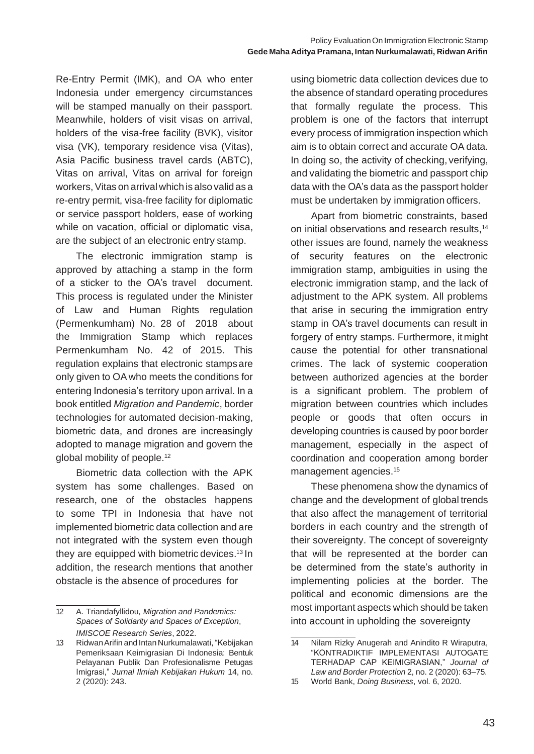Re-Entry Permit (IMK), and OA who enter Indonesia under emergency circumstances will be stamped manually on their passport. Meanwhile, holders of visit visas on arrival, holders of the visa-free facility (BVK), visitor visa (VK), temporary residence visa (Vitas), Asia Pacific business travel cards (ABTC), Vitas on arrival, Vitas on arrival for foreign workers, Vitas on arrival which is also valid as a re-entry permit, visa-free facility for diplomatic or service passport holders, ease of working while on vacation, official or diplomatic visa, are the subject of an electronic entry stamp.

The electronic immigration stamp is approved by attaching a stamp in the form of a sticker to the OA's travel document. This process is regulated under the Minister of Law and Human Rights regulation (Permenkumham) No. 28 of 2018 about the Immigration Stamp which replaces Permenkumham No. 42 of 2015. This regulation explains that electronic stamps are only given to OA who meets the conditions for entering Indonesia's territory upon arrival. In a book entitled *Migration and Pandemic*, border technologies for automated decision-making, biometric data, and drones are increasingly adopted to manage migration and govern the global mobility of people.[12]

Biometric data collection with the APK system has some challenges. Based on research, one of the obstacles happens to some TPI in Indonesia that have not implemented biometric data collection and are not integrated with the system even though they are equipped with biometric devices.[13] In addition, the research mentions that another obstacle is the absence of procedures for using biometric data collection devices due to the absence of standard operating procedures that formally regulate the process. This problem is one of the factors that interrupt every process of immigration inspection which aim is to obtain correct and accurate OA data. In doing so, the activity of checking, verifying, and validating the biometric and passport chip data with the OA's data as the passport holder must be undertaken by immigration officers.

Apart from biometric constraints, based on initial observations and research results,[14] other issues are found, namely the weakness of security features on the electronic immigration stamp, ambiguities in using the electronic immigration stamp, and the lack of adjustment to the APK system. All problems that arise in securing the immigration entry stamp in OA's travel documents can result in forgery of entry stamps. Furthermore, it might cause the potential for other transnational crimes. The lack of systemic cooperation between authorized agencies at the border is a significant problem. The problem of migration between countries which includes people or goods that often occurs in developing countries is caused by poor border management, especially in the aspect of coordination and cooperation among border management agencies.[15]

These phenomena show the dynamics of change and the development of global trends that also affect the management of territorial borders in each country and the strength of their sovereignty. The concept of sovereignty that will be represented at the border can be determined from the state's authority in implementing policies at the border. The political and economic dimensions are the most important aspects which should be taken into account in upholding the sovereignty

---

12 A. Triandafyllidou, *Migration and Pandemics: Spaces of Solidarity and Spaces of Exception*, *IMISCOE Research Series*, 2022.

13 Ridwan Arifin and Intan Nurkumalawati, "Kebijakan Pemeriksaan Keimigrasian Di Indonesia: Bentuk Pelayanan Publik Dan Profesionalisme Petugas Imigrasi," *Jurnal Ilmiah Kebijakan Hukum* 14, no. 2 (2020): 243.

14 Nilam Rizky Anugerah and Anindito R Wiraputra, "KONTRADIKTIF IMPLEMENTASI AUTOGATE TERHADAP CAP KEIMIGRASIAN," *Journal of Law and Border Protection* 2, no. 2 (2020): 63–75.

15 World Bank, *Doing Business*, vol. 6, 2020.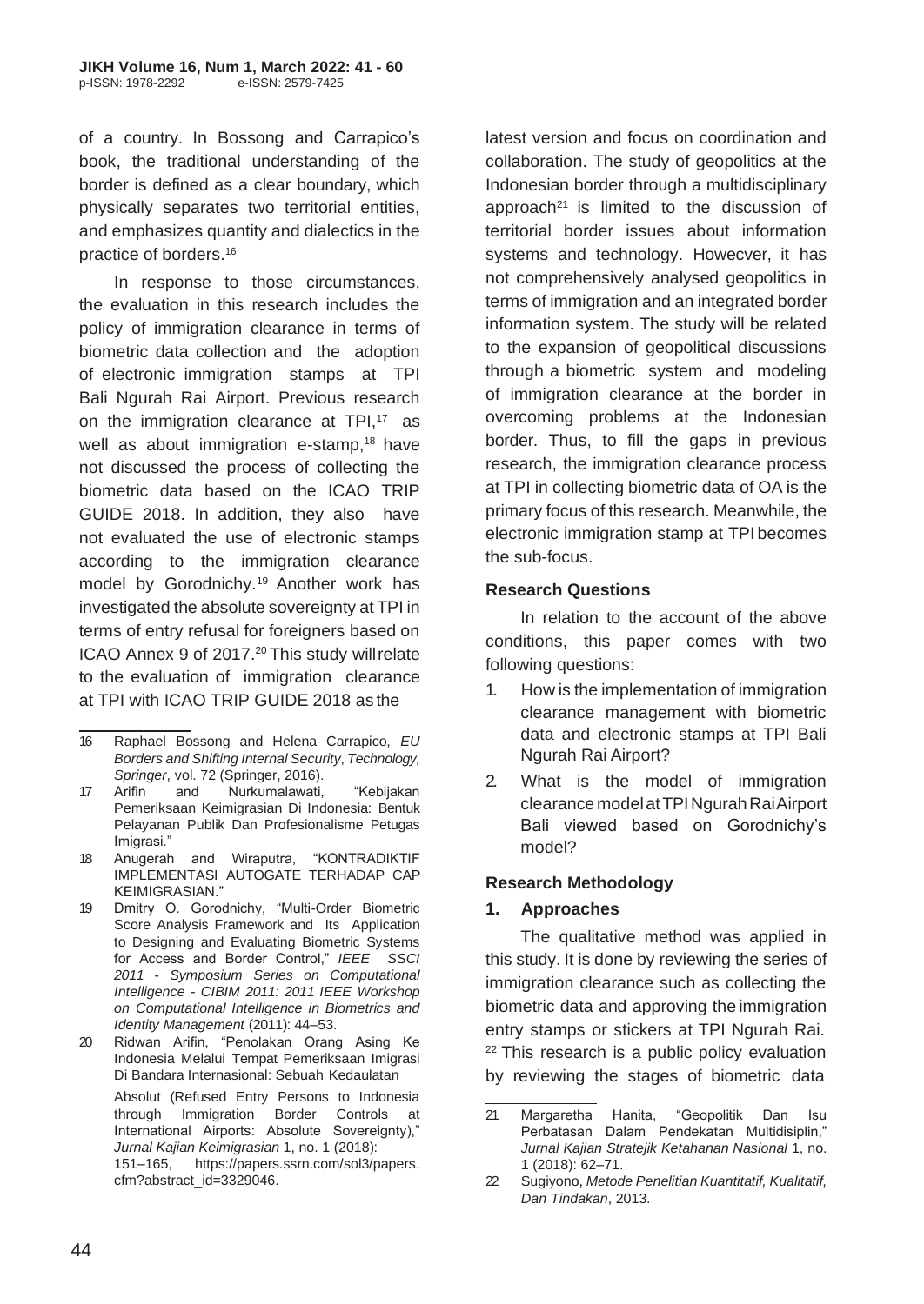of a country. In Bossong and Carrapico's book, the traditional understanding of the border is defined as a clear boundary, which physically separates two territorial entities, and emphasizes quantity and dialectics in the practice of borders.[16]

In response to those circumstances, the evaluation in this research includes the policy of immigration clearance in terms of biometric data collection and the adoption of electronic immigration stamps at TPI Bali Ngurah Rai Airport. Previous research on the immigration clearance at TPI,[17] as well as about immigration e-stamp,[18] have not discussed the process of collecting the biometric data based on the ICAO TRIP GUIDE 2018. In addition, they also have not evaluated the use of electronic stamps according to the immigration clearance model by Gorodnichy.[19] Another work has investigated the absolute sovereignty at TPI in terms of entry refusal for foreigners based on ICAO Annex 9 of 2017.[20] This study will relate to the evaluation of immigration clearance at TPI with ICAO TRIP GUIDE 2018 as the latest version and focus on coordination and collaboration. The study of geopolitics at the Indonesian border through a multidisciplinary approach[21] is limited to the discussion of territorial border issues about information systems and technology. Howecver, it has not comprehensively analysed geopolitics in terms of immigration and an integrated border information system. The study will be related to the expansion of geopolitical discussions through a biometric system and modeling of immigration clearance at the border in overcoming problems at the Indonesian border. Thus, to fill the gaps in previous research, the immigration clearance process at TPI in collecting biometric data of OA is the primary focus of this research. Meanwhile, the electronic immigration stamp at TPI becomes the sub-focus.

### Research Questions

In relation to the account of the above conditions, this paper comes with two following questions:

1. How is the implementation of immigration clearance management with biometric data and electronic stamps at TPI Bali Ngurah Rai Airport?
2. What is the model of immigration clearance model at TPI Ngurah Rai Airport Bali viewed based on Gorodnichy's model?

### Research Methodology

#### 1. Approaches

The qualitative method was applied in this study. It is done by reviewing the series of immigration clearance such as collecting the biometric data and approving the immigration entry stamps or stickers at TPI Ngurah Rai.[22] This research is a public policy evaluation by reviewing the stages of biometric data

---

16 Raphael Bossong and Helena Carrapico, *EU Borders and Shifting Internal Security, Technology, Springer*, vol. 72 (Springer, 2016).

17 Arifin and Nurkumalawati, "Kebijakan Pemeriksaan Keimigrasian Di Indonesia: Bentuk Pelayanan Publik Dan Profesionalisme Petugas Imigrasi."

18 Anugerah and Wiraputra, "KONTRADIKTIF IMPLEMENTASI AUTOGATE TERHADAP CAP KEIMIGRASIAN."

19 Dmitry O. Gorodnichy, "Multi-Order Biometric Score Analysis Framework and Its Application to Designing and Evaluating Biometric Systems for Access and Border Control," *IEEE SSCI 2011 - Symposium Series on Computational Intelligence - CIBIM 2011: 2011 IEEE Workshop on Computational Intelligence in Biometrics and Identity Management* (2011): 44–53.

20 Ridwan Arifin, "Penolakan Orang Asing Ke Indonesia Melalui Tempat Pemeriksaan Imigrasi Di Bandara Internasional: Sebuah Kedaulatan Absolut (Refused Entry Persons to Indonesia through Immigration Border Controls at International Airports: Absolute Sovereignty)," *Jurnal Kajian Keimigrasian* 1, no. 1 (2018): 151–165, https://papers.ssrn.com/sol3/papers.cfm?abstract_id=3329046.

21 Margaretha Hanita, "Geopolitik Dan Isu Perbatasan Dalam Pendekatan Multidisiplin," *Jurnal Kajian Stratejik Ketahanan Nasional* 1, no. 1 (2018): 62–71.

22 Sugiyono, *Metode Penelitian Kuantitatif, Kualitatif, Dan Tindakan*, 2013.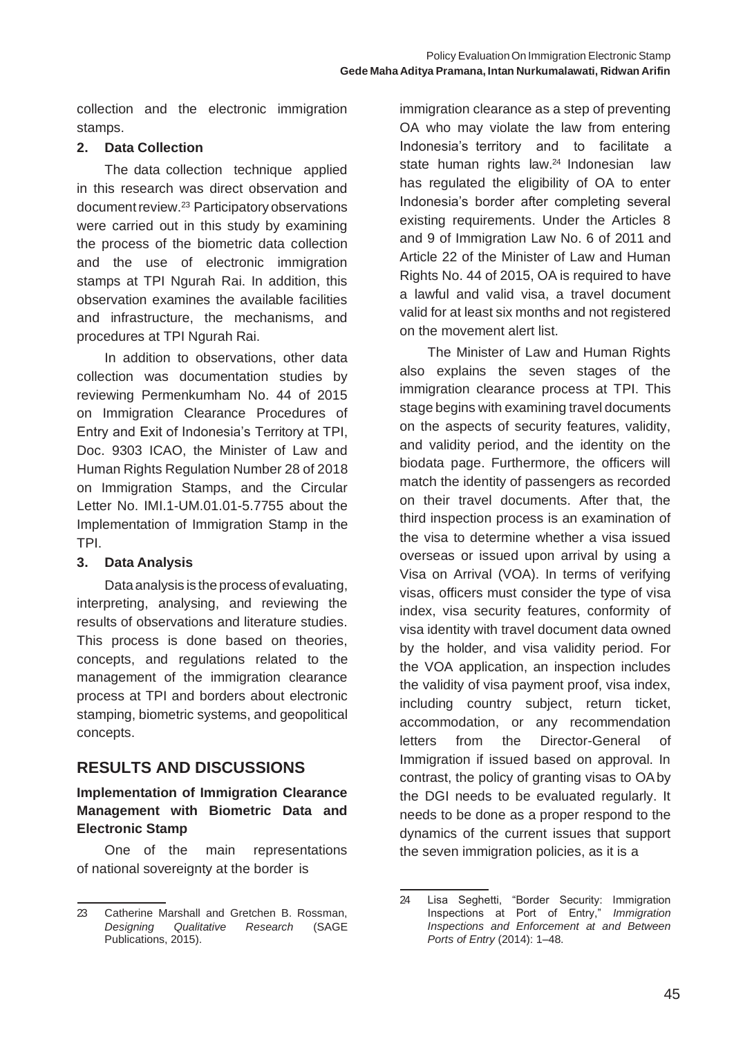collection and the electronic immigration stamps.

**2. Data Collection**

The data collection technique applied in this research was direct observation and document review.[23] Participatory observations were carried out in this study by examining the process of the biometric data collection and the use of electronic immigration stamps at TPI Ngurah Rai. In addition, this observation examines the available facilities and infrastructure, the mechanisms, and procedures at TPI Ngurah Rai.

In addition to observations, other data collection was documentation studies by reviewing Permenkumham No. 44 of 2015 on Immigration Clearance Procedures of Entry and Exit of Indonesia's Territory at TPI, Doc. 9303 ICAO, the Minister of Law and Human Rights Regulation Number 28 of 2018 on Immigration Stamps, and the Circular Letter No. IMI.1-UM.01.01-5.7755 about the Implementation of Immigration Stamp in the TPI.

**3. Data Analysis**

Data analysis is the process of evaluating, interpreting, analysing, and reviewing the results of observations and literature studies. This process is done based on theories, concepts, and regulations related to the management of the immigration clearance process at TPI and borders about electronic stamping, biometric systems, and geopolitical concepts.

## RESULTS AND DISCUSSIONS

### Implementation of Immigration Clearance Management with Biometric Data and Electronic Stamp

One of the main representations of national sovereignty at the border is immigration clearance as a step of preventing OA who may violate the law from entering Indonesia's territory and to facilitate a state human rights law.[24] Indonesian law has regulated the eligibility of OA to enter Indonesia's border after completing several existing requirements. Under the Articles 8 and 9 of Immigration Law No. 6 of 2011 and Article 22 of the Minister of Law and Human Rights No. 44 of 2015, OA is required to have a lawful and valid visa, a travel document valid for at least six months and not registered on the movement alert list.

The Minister of Law and Human Rights also explains the seven stages of the immigration clearance process at TPI. This stage begins with examining travel documents on the aspects of security features, validity, and validity period, and the identity on the biodata page. Furthermore, the officers will match the identity of passengers as recorded on their travel documents. After that, the third inspection process is an examination of the visa to determine whether a visa issued overseas or issued upon arrival by using a Visa on Arrival (VOA). In terms of verifying visas, officers must consider the type of visa index, visa security features, conformity of visa identity with travel document data owned by the holder, and visa validity period. For the VOA application, an inspection includes the validity of visa payment proof, visa index, including country subject, return ticket, accommodation, or any recommendation letters from the Director-General of Immigration if issued based on approval. In contrast, the policy of granting visas to OA by the DGI needs to be evaluated regularly. It needs to be done as a proper respond to the dynamics of the current issues that support the seven immigration policies, as it is a

---

23 Catherine Marshall and Gretchen B. Rossman, *Designing Qualitative Research* (SAGE Publications, 2015).

24 Lisa Seghetti, "Border Security: Immigration Inspections at Port of Entry," *Immigration Inspections and Enforcement at and Between Ports of Entry* (2014): 1–48.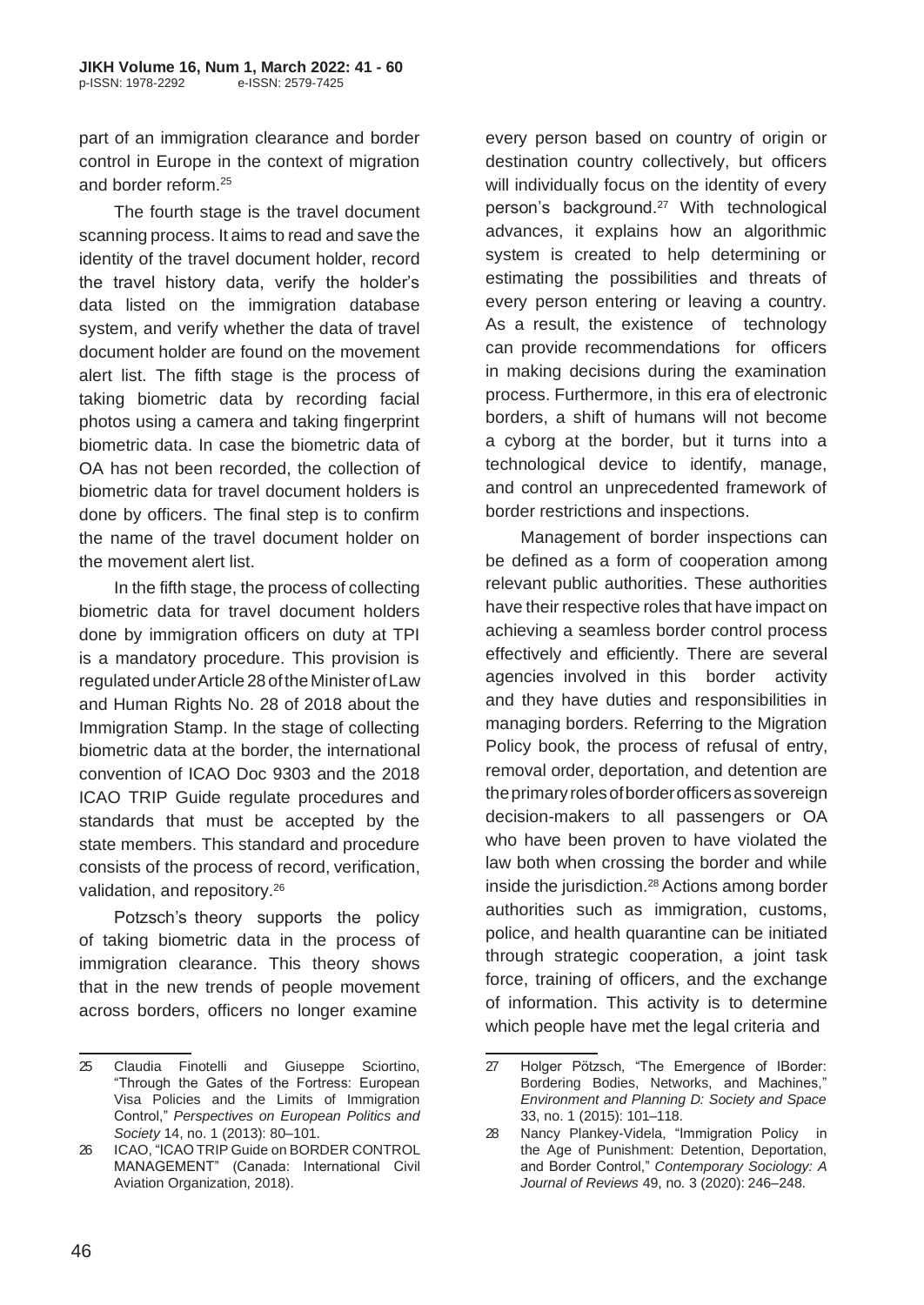part of an immigration clearance and border control in Europe in the context of migration and border reform.[25]

The fourth stage is the travel document scanning process. It aims to read and save the identity of the travel document holder, record the travel history data, verify the holder's data listed on the immigration database system, and verify whether the data of travel document holder are found on the movement alert list. The fifth stage is the process of taking biometric data by recording facial photos using a camera and taking fingerprint biometric data. In case the biometric data of OA has not been recorded, the collection of biometric data for travel document holders is done by officers. The final step is to confirm the name of the travel document holder on the movement alert list.

In the fifth stage, the process of collecting biometric data for travel document holders done by immigration officers on duty at TPI is a mandatory procedure. This provision is regulated under Article 28 of the Minister of Law and Human Rights No. 28 of 2018 about the Immigration Stamp. In the stage of collecting biometric data at the border, the international convention of ICAO Doc 9303 and the 2018 ICAO TRIP Guide regulate procedures and standards that must be accepted by the state members. This standard and procedure consists of the process of record, verification, validation, and repository.[26]

Potzsch's theory supports the policy of taking biometric data in the process of immigration clearance. This theory shows that in the new trends of people movement across borders, officers no longer examine every person based on country of origin or destination country collectively, but officers will individually focus on the identity of every person's background.[27] With technological advances, it explains how an algorithmic system is created to help determining or estimating the possibilities and threats of every person entering or leaving a country. As a result, the existence of technology can provide recommendations for officers in making decisions during the examination process. Furthermore, in this era of electronic borders, a shift of humans will not become a cyborg at the border, but it turns into a technological device to identify, manage, and control an unprecedented framework of border restrictions and inspections.

Management of border inspections can be defined as a form of cooperation among relevant public authorities. These authorities have their respective roles that have impact on achieving a seamless border control process effectively and efficiently. There are several agencies involved in this border activity and they have duties and responsibilities in managing borders. Referring to the Migration Policy book, the process of refusal of entry, removal order, deportation, and detention are the primary roles of border officers as sovereign decision-makers to all passengers or OA who have been proven to have violated the law both when crossing the border and while inside the jurisdiction.[28] Actions among border authorities such as immigration, customs, police, and health quarantine can be initiated through strategic cooperation, a joint task force, training of officers, and the exchange of information. This activity is to determine which people have met the legal criteria and

---

25 Claudia Finotelli and Giuseppe Sciortino, "Through the Gates of the Fortress: European Visa Policies and the Limits of Immigration Control," *Perspectives on European Politics and Society* 14, no. 1 (2013): 80–101.

26 ICAO, "ICAO TRIP Guide on BORDER CONTROL MANAGEMENT" (Canada: International Civil Aviation Organization, 2018).

27 Holger Pötzsch, "The Emergence of IBorder: Bordering Bodies, Networks, and Machines," *Environment and Planning D: Society and Space* 33, no. 1 (2015): 101–118.

28 Nancy Plankey-Videla, "Immigration Policy in the Age of Punishment: Detention, Deportation, and Border Control," *Contemporary Sociology: A Journal of Reviews* 49, no. 3 (2020): 246–248.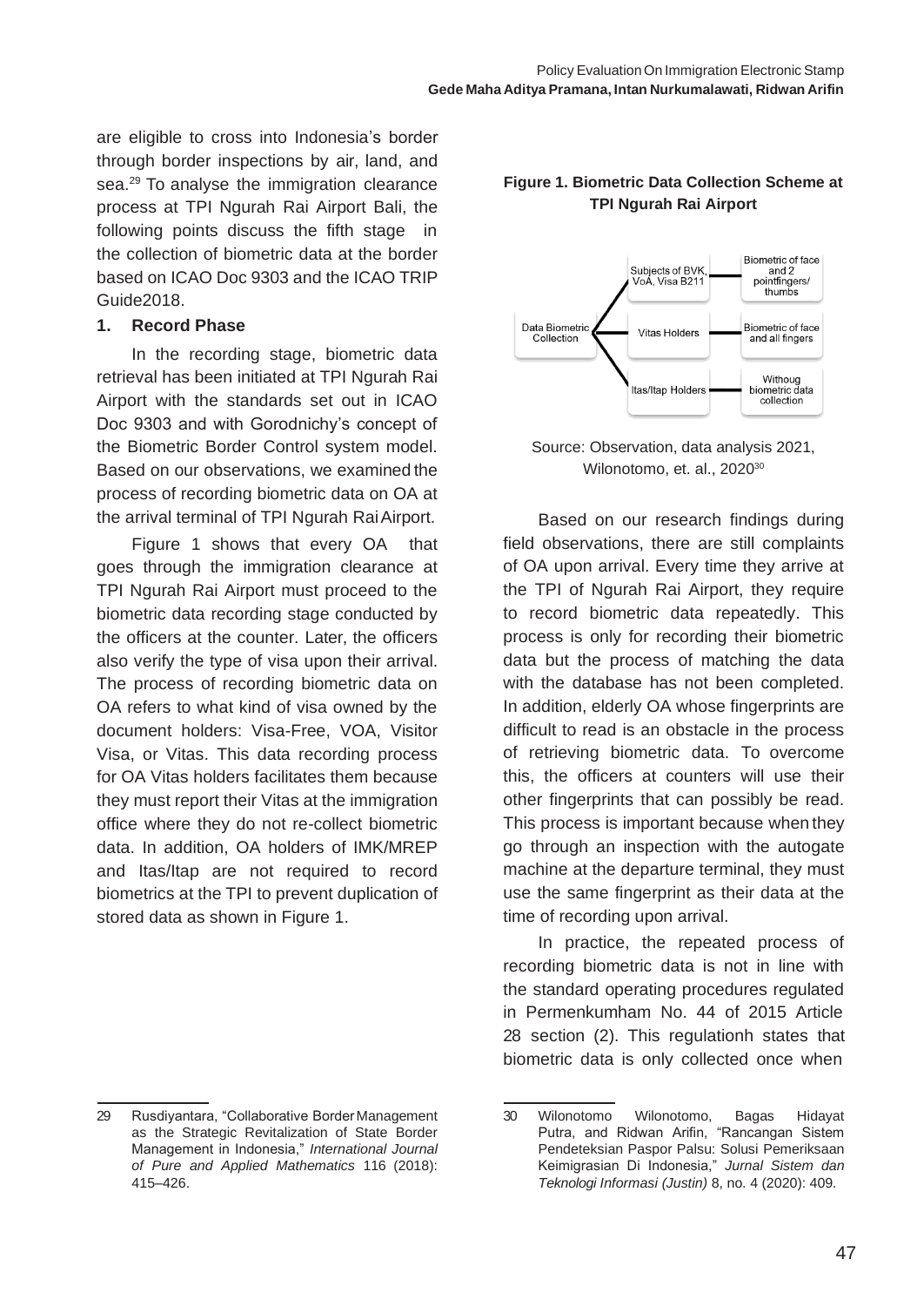are eligible to cross into Indonesia's border through border inspections by air, land, and sea.[29] To analyse the immigration clearance process at TPI Ngurah Rai Airport Bali, the following points discuss the fifth stage in the collection of biometric data at the border based on ICAO Doc 9303 and the ICAO TRIP Guide2018.

### 1. Record Phase

In the recording stage, biometric data retrieval has been initiated at TPI Ngurah Rai Airport with the standards set out in ICAO Doc 9303 and with Gorodnichy's concept of the Biometric Border Control system model. Based on our observations, we examined the process of recording biometric data on OA at the arrival terminal of TPI Ngurah Rai Airport.

Figure 1 shows that every OA that goes through the immigration clearance at TPI Ngurah Rai Airport must proceed to the biometric data recording stage conducted by the officers at the counter. Later, the officers also verify the type of visa upon their arrival. The process of recording biometric data on OA refers to what kind of visa owned by the document holders: Visa-Free, VOA, Visitor Visa, or Vitas. This data recording process for OA Vitas holders facilitates them because they must report their Vitas at the immigration office where they do not re-collect biometric data. In addition, OA holders of IMK/MREP and Itas/Itap are not required to record biometrics at the TPI to prevent duplication of stored data as shown in Figure 1.

**Figure 1. Biometric Data Collection Scheme at TPI Ngurah Rai Airport**

Data Biometric Collection
- Subjects of BVK, VoA, Visa B211 — Biometric of face and 2 pointfingers/ thumbs
- Vitas Holders — Biometric of face and all fingers
- Itas/Itap Holders — Withoug biometric data collection

Source: Observation, data analysis 2021, Wilonotomo, et. al., 2020[30]

Based on our research findings during field observations, there are still complaints of OA upon arrival. Every time they arrive at the TPI of Ngurah Rai Airport, they require to record biometric data repeatedly. This process is only for recording their biometric data but the process of matching the data with the database has not been completed. In addition, elderly OA whose fingerprints are difficult to read is an obstacle in the process of retrieving biometric data. To overcome this, the officers at counters will use their other fingerprints that can possibly be read. This process is important because when they go through an inspection with the autogate machine at the departure terminal, they must use the same fingerprint as their data at the time of recording upon arrival.

In practice, the repeated process of recording biometric data is not in line with the standard operating procedures regulated in Permenkumham No. 44 of 2015 Article 28 section (2). This regulationh states that biometric data is only collected once when

---

29 Rusdiyantara, "Collaborative Border Management as the Strategic Revitalization of State Border Management in Indonesia," *International Journal of Pure and Applied Mathematics* 116 (2018): 415–426.

30 Wilonotomo Wilonotomo, Bagas Hidayat Putra, and Ridwan Arifin, "Rancangan Sistem Pendeteksian Paspor Palsu: Solusi Pemeriksaan Keimigrasian Di Indonesia," *Jurnal Sistem dan Teknologi Informasi (Justin)* 8, no. 4 (2020): 409.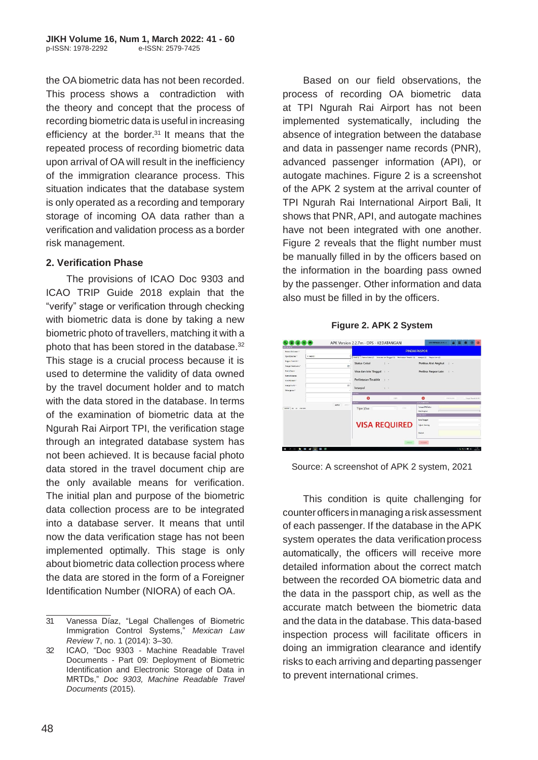the OA biometric data has not been recorded. This process shows a contradiction with the theory and concept that the process of recording biometric data is useful in increasing efficiency at the border.[31] It means that the repeated process of recording biometric data upon arrival of OA will result in the inefficiency of the immigration clearance process. This situation indicates that the database system is only operated as a recording and temporary storage of incoming OA data rather than a verification and validation process as a border risk management.

### 2. Verification Phase

The provisions of ICAO Doc 9303 and ICAO TRIP Guide 2018 explain that the "verify" stage or verification through checking with biometric data is done by taking a new biometric photo of travellers, matching it with a photo that has been stored in the database.[32] This stage is a crucial process because it is used to determine the validity of data owned by the travel document holder and to match with the data stored in the database. In terms of the examination of biometric data at the Ngurah Rai Airport TPI, the verification stage through an integrated database system has not been achieved. It is because facial photo data stored in the travel document chip are the only available means for verification. The initial plan and purpose of the biometric data collection process are to be integrated into a database server. It means that until now the data verification stage has not been implemented optimally. This stage is only about biometric data collection process where the data are stored in the form of a Foreigner Identification Number (NIORA) of each OA.

Based on our field observations, the process of recording OA biometric data at TPI Ngurah Rai Airport has not been implemented systematically, including the absence of integration between the database and data in passenger name records (PNR), advanced passenger information (API), or autogate machines. Figure 2 is a screenshot of the APK 2 system at the arrival counter of TPI Ngurah Rai International Airport Bali, It shows that PNR, API, and autogate machines have not been integrated with one another. Figure 2 reveals that the flight number must be manually filled in by the officers based on the information in the boarding pass owned by the passenger. Other information and data also must be filled in by the officers.

**Figure 2. APK 2 System**

Source: A screenshot of APK 2 system, 2021

This condition is quite challenging for counter officers in managing a risk assessment of each passenger. If the database in the APK system operates the data verification process automatically, the officers will receive more detailed information about the correct match between the recorded OA biometric data and the data in the passport chip, as well as the accurate match between the biometric data and the data in the database. This data-based inspection process will facilitate officers in doing an immigration clearance and identify risks to each arriving and departing passenger to prevent international crimes.

---

31 Vanessa Díaz, "Legal Challenges of Biometric Immigration Control Systems," *Mexican Law Review* 7, no. 1 (2014): 3–30.

32 ICAO, "Doc 9303 - Machine Readable Travel Documents - Part 09: Deployment of Biometric Identification and Electronic Storage of Data in MRTDs," *Doc 9303, Machine Readable Travel Documents* (2015).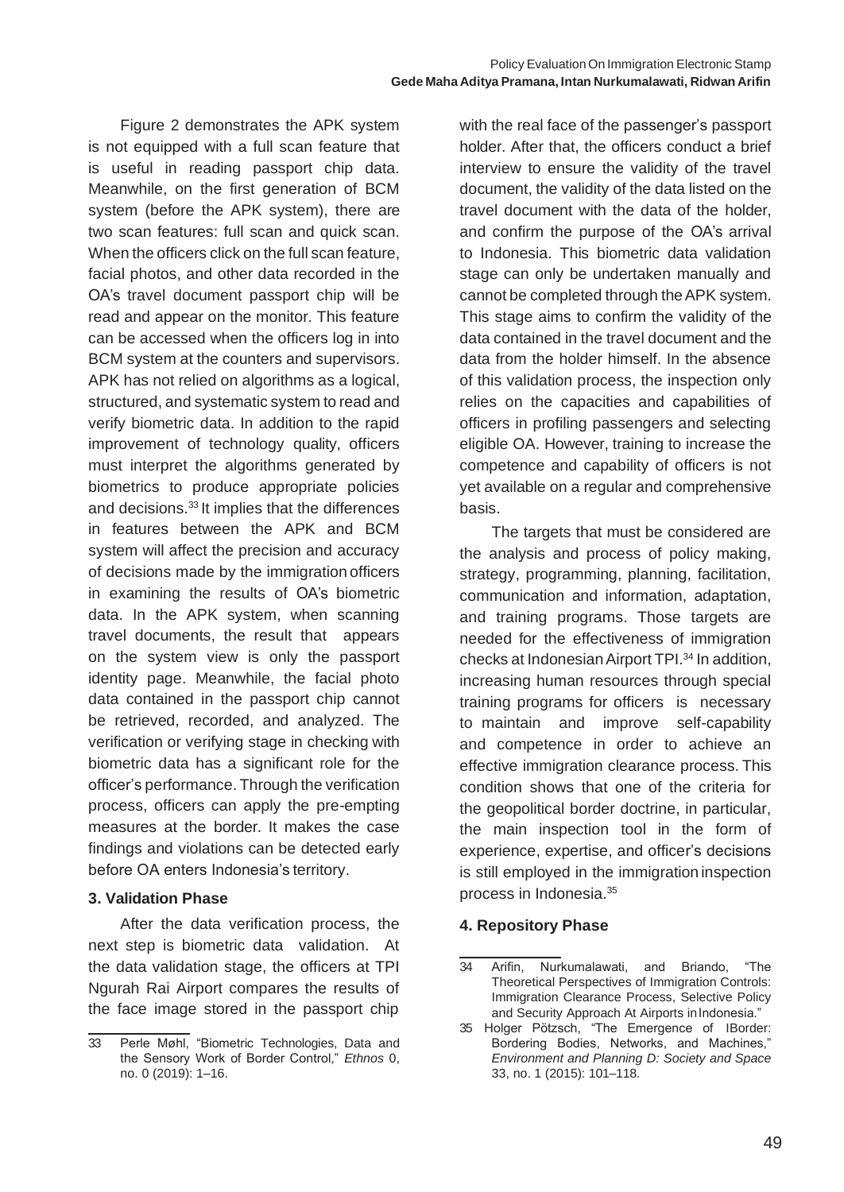Figure 2 demonstrates the APK system is not equipped with a full scan feature that is useful in reading passport chip data. Meanwhile, on the first generation of BCM system (before the APK system), there are two scan features: full scan and quick scan. When the officers click on the full scan feature, facial photos, and other data recorded in the OA's travel document passport chip will be read and appear on the monitor. This feature can be accessed when the officers log in into BCM system at the counters and supervisors. APK has not relied on algorithms as a logical, structured, and systematic system to read and verify biometric data. In addition to the rapid improvement of technology quality, officers must interpret the algorithms generated by biometrics to produce appropriate policies and decisions.[33] It implies that the differences in features between the APK and BCM system will affect the precision and accuracy of decisions made by the immigration officers in examining the results of OA's biometric data. In the APK system, when scanning travel documents, the result that appears on the system view is only the passport identity page. Meanwhile, the facial photo data contained in the passport chip cannot be retrieved, recorded, and analyzed. The verification or verifying stage in checking with biometric data has a significant role for the officer's performance. Through the verification process, officers can apply the pre-empting measures at the border. It makes the case findings and violations can be detected early before OA enters Indonesia's territory.

### 3. Validation Phase

After the data verification process, the next step is biometric data validation. At the data validation stage, the officers at TPI Ngurah Rai Airport compares the results of the face image stored in the passport chip with the real face of the passenger's passport holder. After that, the officers conduct a brief interview to ensure the validity of the travel document, the validity of the data listed on the travel document with the data of the holder, and confirm the purpose of the OA's arrival to Indonesia. This biometric data validation stage can only be undertaken manually and cannot be completed through the APK system. This stage aims to confirm the validity of the data contained in the travel document and the data from the holder himself. In the absence of this validation process, the inspection only relies on the capacities and capabilities of officers in profiling passengers and selecting eligible OA. However, training to increase the competence and capability of officers is not yet available on a regular and comprehensive basis.

The targets that must be considered are the analysis and process of policy making, strategy, programming, planning, facilitation, communication and information, adaptation, and training programs. Those targets are needed for the effectiveness of immigration checks at Indonesian Airport TPI.[34] In addition, increasing human resources through special training programs for officers is necessary to maintain and improve self-capability and competence in order to achieve an effective immigration clearance process. This condition shows that one of the criteria for the geopolitical border doctrine, in particular, the main inspection tool in the form of experience, expertise, and officer's decisions is still employed in the immigration inspection process in Indonesia.[35]

### 4. Repository Phase

---

33 Perle Møhl, "Biometric Technologies, Data and the Sensory Work of Border Control," *Ethnos* 0, no. 0 (2019): 1–16.

34 Arifin, Nurkumalawati, and Briando, "The Theoretical Perspectives of Immigration Controls: Immigration Clearance Process, Selective Policy and Security Approach At Airports in Indonesia."

35 Holger Pötzsch, "The Emergence of IBorder: Bordering Bodies, Networks, and Machines," *Environment and Planning D: Society and Space* 33, no. 1 (2015): 101–118.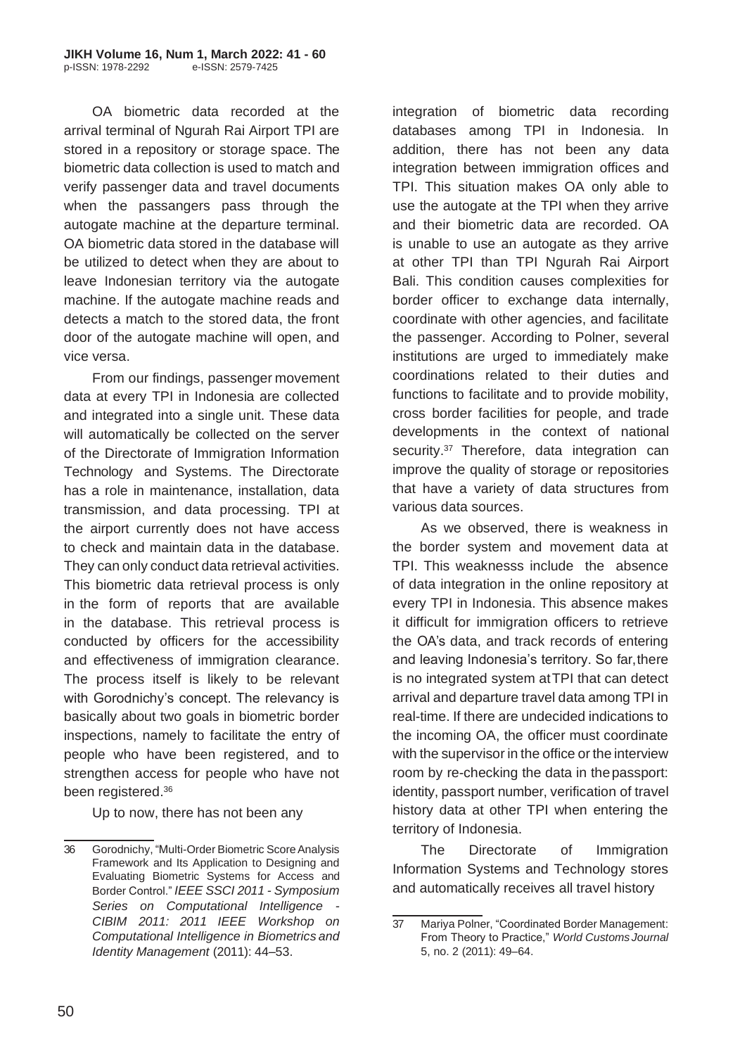OA biometric data recorded at the arrival terminal of Ngurah Rai Airport TPI are stored in a repository or storage space. The biometric data collection is used to match and verify passenger data and travel documents when the passangers pass through the autogate machine at the departure terminal. OA biometric data stored in the database will be utilized to detect when they are about to leave Indonesian territory via the autogate machine. If the autogate machine reads and detects a match to the stored data, the front door of the autogate machine will open, and vice versa.

From our findings, passenger movement data at every TPI in Indonesia are collected and integrated into a single unit. These data will automatically be collected on the server of the Directorate of Immigration Information Technology and Systems. The Directorate has a role in maintenance, installation, data transmission, and data processing. TPI at the airport currently does not have access to check and maintain data in the database. They can only conduct data retrieval activities. This biometric data retrieval process is only in the form of reports that are available in the database. This retrieval process is conducted by officers for the accessibility and effectiveness of immigration clearance. The process itself is likely to be relevant with Gorodnichy's concept. The relevancy is basically about two goals in biometric border inspections, namely to facilitate the entry of people who have been registered, and to strengthen access for people who have not been registered.[36]

Up to now, there has not been any integration of biometric data recording databases among TPI in Indonesia. In addition, there has not been any data integration between immigration offices and TPI. This situation makes OA only able to use the autogate at the TPI when they arrive and their biometric data are recorded. OA is unable to use an autogate as they arrive at other TPI than TPI Ngurah Rai Airport Bali. This condition causes complexities for border officer to exchange data internally, coordinate with other agencies, and facilitate the passenger. According to Polner, several institutions are urged to immediately make coordinations related to their duties and functions to facilitate and to provide mobility, cross border facilities for people, and trade developments in the context of national security.[37] Therefore, data integration can improve the quality of storage or repositories that have a variety of data structures from various data sources.

As we observed, there is weakness in the border system and movement data at TPI. This weaknesss include the absence of data integration in the online repository at every TPI in Indonesia. This absence makes it difficult for immigration officers to retrieve the OA's data, and track records of entering and leaving Indonesia's territory. So far, there is no integrated system at TPI that can detect arrival and departure travel data among TPI in real-time. If there are undecided indications to the incoming OA, the officer must coordinate with the supervisor in the office or the interview room by re-checking the data in the passport: identity, passport number, verification of travel history data at other TPI when entering the territory of Indonesia.

The Directorate of Immigration Information Systems and Technology stores and automatically receives all travel history

---

36 Gorodnichy, "Multi-Order Biometric Score Analysis Framework and Its Application to Designing and Evaluating Biometric Systems for Access and Border Control." *IEEE SSCI 2011 - Symposium Series on Computational Intelligence - CIBIM 2011: 2011 IEEE Workshop on Computational Intelligence in Biometrics and Identity Management* (2011): 44–53.

37 Mariya Polner, "Coordinated Border Management: From Theory to Practice," *World Customs Journal* 5, no. 2 (2011): 49–64.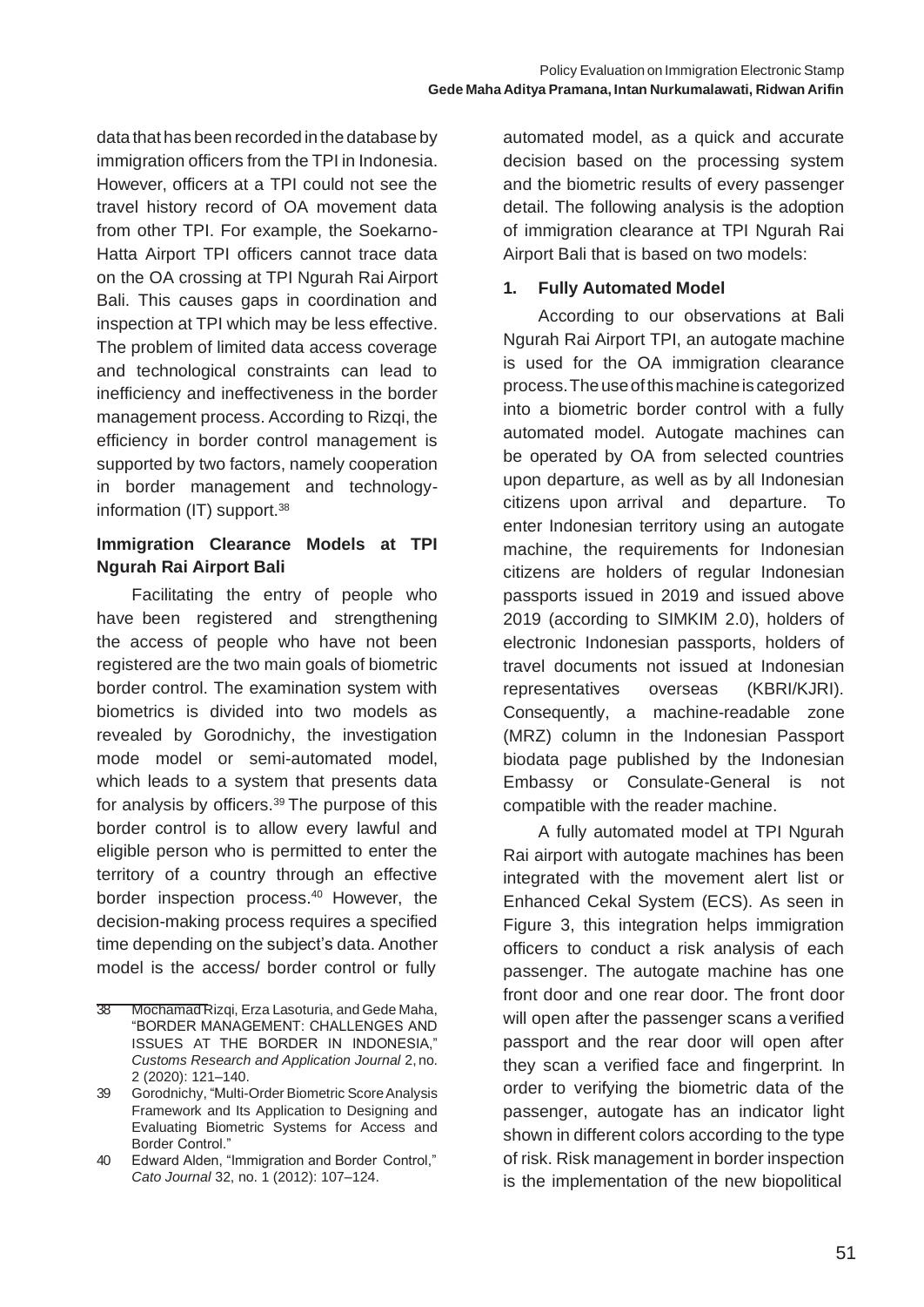data that has been recorded in the database by immigration officers from the TPI in Indonesia. However, officers at a TPI could not see the travel history record of OA movement data from other TPI. For example, the Soekarno-Hatta Airport TPI officers cannot trace data on the OA crossing at TPI Ngurah Rai Airport Bali. This causes gaps in coordination and inspection at TPI which may be less effective. The problem of limited data access coverage and technological constraints can lead to inefficiency and ineffectiveness in the border management process. According to Rizqi, the efficiency in border control management is supported by two factors, namely cooperation in border management and technology-information (IT) support.[38]

### Immigration Clearance Models at TPI Ngurah Rai Airport Bali

Facilitating the entry of people who have been registered and strengthening the access of people who have not been registered are the two main goals of biometric border control. The examination system with biometrics is divided into two models as revealed by Gorodnichy, the investigation mode model or semi-automated model, which leads to a system that presents data for analysis by officers.[39] The purpose of this border control is to allow every lawful and eligible person who is permitted to enter the territory of a country through an effective border inspection process.[40] However, the decision-making process requires a specified time depending on the subject's data. Another model is the access/ border control or fully automated model, as a quick and accurate decision based on the processing system and the biometric results of every passenger detail. The following analysis is the adoption of immigration clearance at TPI Ngurah Rai Airport Bali that is based on two models:

#### 1. Fully Automated Model

According to our observations at Bali Ngurah Rai Airport TPI, an autogate machine is used for the OA immigration clearance process. The use of this machine is categorized into a biometric border control with a fully automated model. Autogate machines can be operated by OA from selected countries upon departure, as well as by all Indonesian citizens upon arrival and departure. To enter Indonesian territory using an autogate machine, the requirements for Indonesian citizens are holders of regular Indonesian passports issued in 2019 and issued above 2019 (according to SIMKIM 2.0), holders of electronic Indonesian passports, holders of travel documents not issued at Indonesian representatives overseas (KBRI/KJRI). Consequently, a machine-readable zone (MRZ) column in the Indonesian Passport biodata page published by the Indonesian Embassy or Consulate-General is not compatible with the reader machine.

A fully automated model at TPI Ngurah Rai airport with autogate machines has been integrated with the movement alert list or Enhanced Cekal System (ECS). As seen in Figure 3, this integration helps immigration officers to conduct a risk analysis of each passenger. The autogate machine has one front door and one rear door. The front door will open after the passenger scans a verified passport and the rear door will open after they scan a verified face and fingerprint. In order to verifying the biometric data of the passenger, autogate has an indicator light shown in different colors according to the type of risk. Risk management in border inspection is the implementation of the new biopolitical

---

38 Mochamad Rizqi, Erza Lasoturia, and Gede Maha, "BORDER MANAGEMENT: CHALLENGES AND ISSUES AT THE BORDER IN INDONESIA," *Customs Research and Application Journal* 2, no. 2 (2020): 121–140.

39 Gorodnichy, "Multi-Order Biometric Score Analysis Framework and Its Application to Designing and Evaluating Biometric Systems for Access and Border Control."

40 Edward Alden, "Immigration and Border Control," *Cato Journal* 32, no. 1 (2012): 107–124.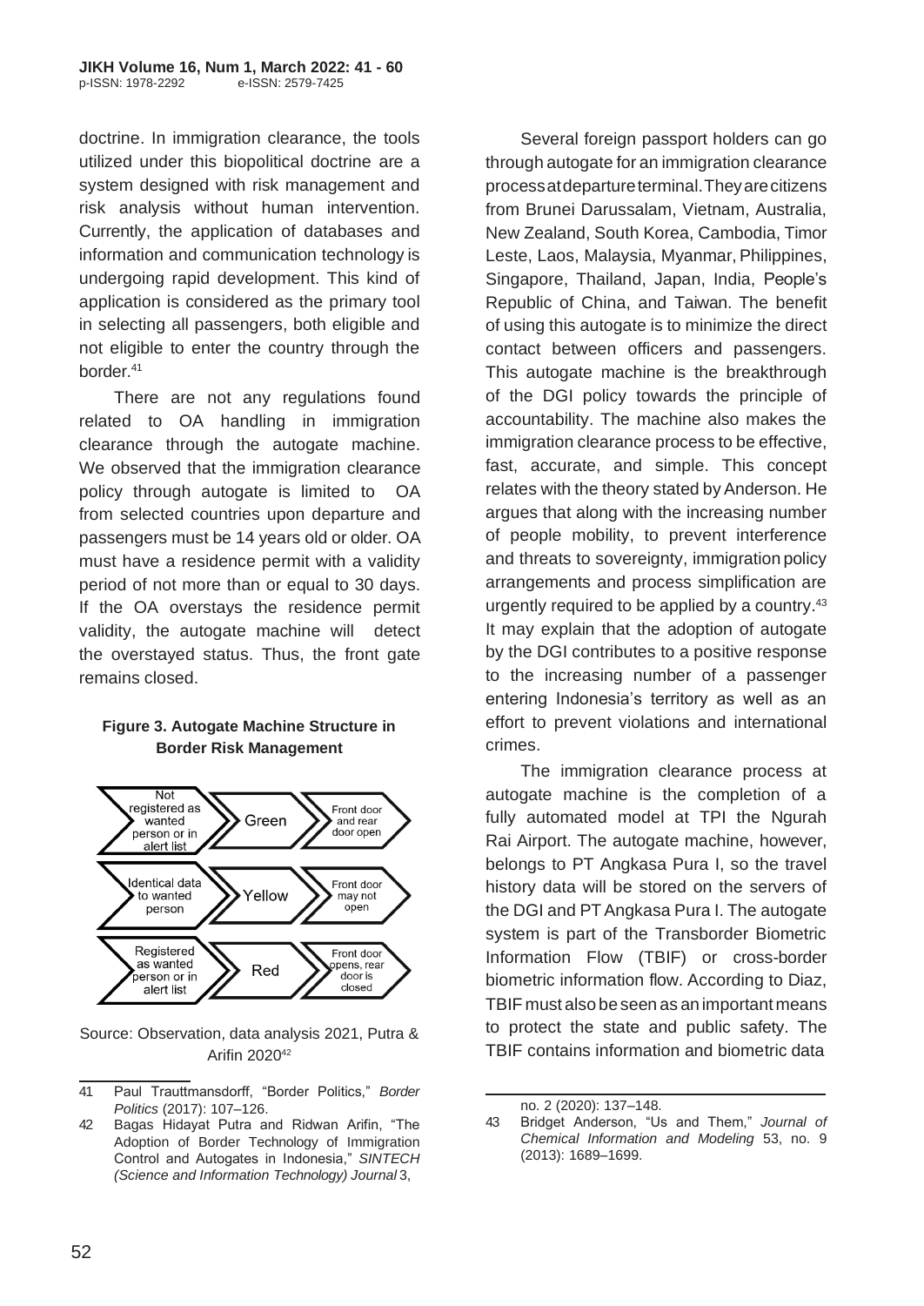doctrine. In immigration clearance, the tools utilized under this biopolitical doctrine are a system designed with risk management and risk analysis without human intervention. Currently, the application of databases and information and communication technology is undergoing rapid development. This kind of application is considered as the primary tool in selecting all passengers, both eligible and not eligible to enter the country through the border.[41]

There are not any regulations found related to OA handling in immigration clearance through the autogate machine. We observed that the immigration clearance policy through autogate is limited to OA from selected countries upon departure and passengers must be 14 years old or older. OA must have a residence permit with a validity period of not more than or equal to 30 days. If the OA overstays the residence permit validity, the autogate machine will detect the overstayed status. Thus, the front gate remains closed.

**Figure 3. Autogate Machine Structure in Border Risk Management**

| Condition | Status | Result |
|---|---|---|
| Not registered as wanted person or in alert list | Green | Front door and rear door open |
| Identical data to wanted person | Yellow | Front door may not open |
| Registered as wanted person or in alert list | Red | Front door opens, rear door is closed |

Source: Observation, data analysis 2021, Putra & Arifin 2020[42]

Several foreign passport holders can go through autogate for an immigration clearance process at departure terminal. They are citizens from Brunei Darussalam, Vietnam, Australia, New Zealand, South Korea, Cambodia, Timor Leste, Laos, Malaysia, Myanmar, Philippines, Singapore, Thailand, Japan, India, People's Republic of China, and Taiwan. The benefit of using this autogate is to minimize the direct contact between officers and passengers. This autogate machine is the breakthrough of the DGI policy towards the principle of accountability. The machine also makes the immigration clearance process to be effective, fast, accurate, and simple. This concept relates with the theory stated by Anderson. He argues that along with the increasing number of people mobility, to prevent interference and threats to sovereignty, immigration policy arrangements and process simplification are urgently required to be applied by a country.[43] It may explain that the adoption of autogate by the DGI contributes to a positive response to the increasing number of a passenger entering Indonesia's territory as well as an effort to prevent violations and international crimes.

The immigration clearance process at autogate machine is the completion of a fully automated model at TPI the Ngurah Rai Airport. The autogate machine, however, belongs to PT Angkasa Pura I, so the travel history data will be stored on the servers of the DGI and PT Angkasa Pura I. The autogate system is part of the Transborder Biometric Information Flow (TBIF) or cross-border biometric information flow. According to Diaz, TBIF must also be seen as an important means to protect the state and public safety. The TBIF contains information and biometric data

---

41 Paul Trauttmansdorff, "Border Politics," *Border Politics* (2017): 107–126.

42 Bagas Hidayat Putra and Ridwan Arifin, "The Adoption of Border Technology of Immigration Control and Autogates in Indonesia," *SINTECH (Science and Information Technology) Journal* 3, no. 2 (2020): 137–148.

43 Bridget Anderson, "Us and Them," *Journal of Chemical Information and Modeling* 53, no. 9 (2013): 1689–1699.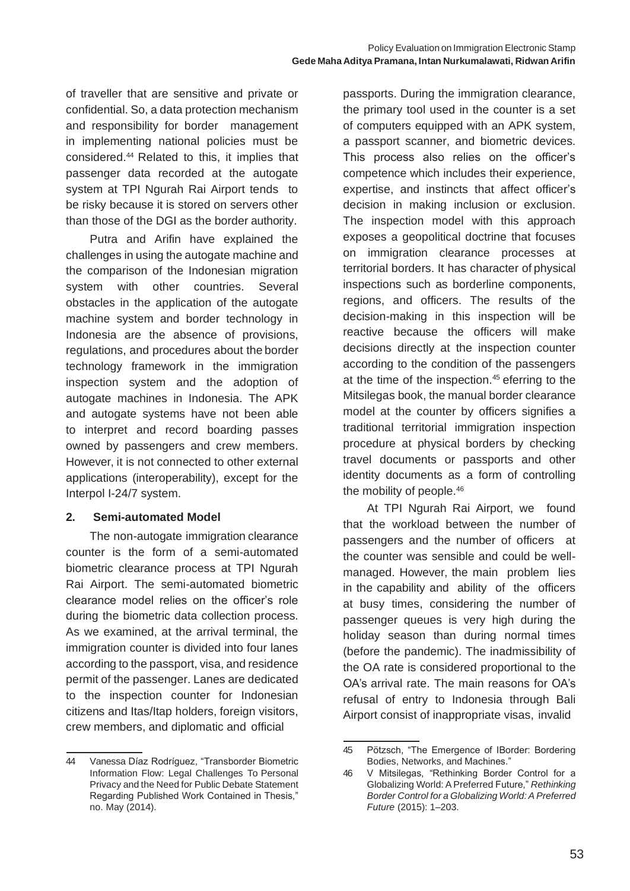of traveller that are sensitive and private or confidential. So, a data protection mechanism and responsibility for border management in implementing national policies must be considered.[44] Related to this, it implies that passenger data recorded at the autogate system at TPI Ngurah Rai Airport tends to be risky because it is stored on servers other than those of the DGI as the border authority.

Putra and Arifin have explained the challenges in using the autogate machine and the comparison of the Indonesian migration system with other countries. Several obstacles in the application of the autogate machine system and border technology in Indonesia are the absence of provisions, regulations, and procedures about the border technology framework in the immigration inspection system and the adoption of autogate machines in Indonesia. The APK and autogate systems have not been able to interpret and record boarding passes owned by passengers and crew members. However, it is not connected to other external applications (interoperability), except for the Interpol I-24/7 system.

### 2. Semi-automated Model

The non-autogate immigration clearance counter is the form of a semi-automated biometric clearance process at TPI Ngurah Rai Airport. The semi-automated biometric clearance model relies on the officer's role during the biometric data collection process. As we examined, at the arrival terminal, the immigration counter is divided into four lanes according to the passport, visa, and residence permit of the passenger. Lanes are dedicated to the inspection counter for Indonesian citizens and Itas/Itap holders, foreign visitors, crew members, and diplomatic and official passports. During the immigration clearance, the primary tool used in the counter is a set of computers equipped with an APK system, a passport scanner, and biometric devices. This process also relies on the officer's competence which includes their experience, expertise, and instincts that affect officer's decision in making inclusion or exclusion. The inspection model with this approach exposes a geopolitical doctrine that focuses on immigration clearance processes at territorial borders. It has character of physical inspections such as borderline components, regions, and officers. The results of the decision-making in this inspection will be reactive because the officers will make decisions directly at the inspection counter according to the condition of the passengers at the time of the inspection.[45] eferring to the Mitsilegas book, the manual border clearance model at the counter by officers signifies a traditional territorial immigration inspection procedure at physical borders by checking travel documents or passports and other identity documents as a form of controlling the mobility of people.[46]

At TPI Ngurah Rai Airport, we found that the workload between the number of passengers and the number of officers at the counter was sensible and could be well-managed. However, the main problem lies in the capability and ability of the officers at busy times, considering the number of passenger queues is very high during the holiday season than during normal times (before the pandemic). The inadmissibility of the OA rate is considered proportional to the OA's arrival rate. The main reasons for OA's refusal of entry to Indonesia through Bali Airport consist of inappropriate visas, invalid

---

44 Vanessa Díaz Rodríguez, "Transborder Biometric Information Flow: Legal Challenges To Personal Privacy and the Need for Public Debate Statement Regarding Published Work Contained in Thesis," no. May (2014).

45 Pötzsch, "The Emergence of IBorder: Bordering Bodies, Networks, and Machines."

46 V Mitsilegas, "Rethinking Border Control for a Globalizing World: A Preferred Future," *Rethinking Border Control for a Globalizing World: A Preferred Future* (2015): 1–203.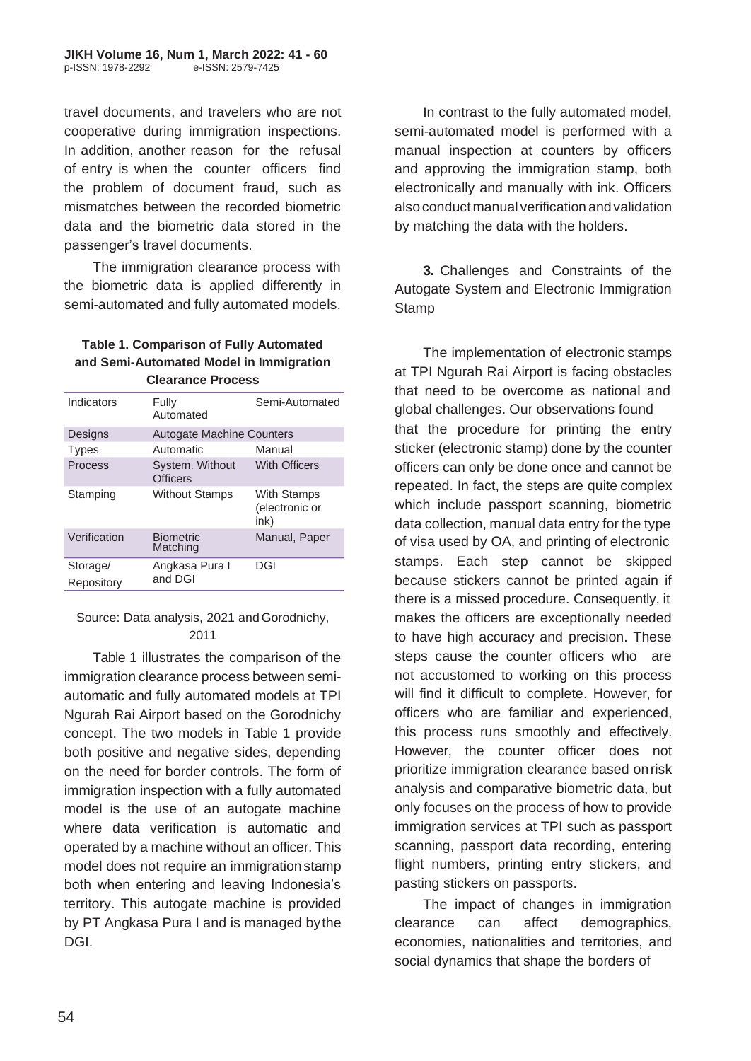travel documents, and travelers who are not cooperative during immigration inspections. In addition, another reason for the refusal of entry is when the counter officers find the problem of document fraud, such as mismatches between the recorded biometric data and the biometric data stored in the passenger's travel documents.

The immigration clearance process with the biometric data is applied differently in semi-automated and fully automated models.

**Table 1. Comparison of Fully Automated and Semi-Automated Model in Immigration Clearance Process**

| Indicators | Fully Automated | Semi-Automated |
|---|---|---|
| Designs | Autogate Machine | Counters |
| Types | Automatic | Manual |
| Process | System. Without Officers | With Officers |
| Stamping | Without Stamps | With Stamps (electronic or ink) |
| Verification | Biometric Matching | Manual, Paper |
| Storage/ Repository | Angkasa Pura I and DGI | DGI |

Source: Data analysis, 2021 and Gorodnichy, 2011

Table 1 illustrates the comparison of the immigration clearance process between semi-automatic and fully automated models at TPI Ngurah Rai Airport based on the Gorodnichy concept. The two models in Table 1 provide both positive and negative sides, depending on the need for border controls. The form of immigration inspection with a fully automated model is the use of an autogate machine where data verification is automatic and operated by a machine without an officer. This model does not require an immigration stamp both when entering and leaving Indonesia's territory. This autogate machine is provided by PT Angkasa Pura I and is managed by the DGI.

In contrast to the fully automated model, semi-automated model is performed with a manual inspection at counters by officers and approving the immigration stamp, both electronically and manually with ink. Officers also conduct manual verification and validation by matching the data with the holders.

**3.** Challenges and Constraints of the Autogate System and Electronic Immigration Stamp

The implementation of electronic stamps at TPI Ngurah Rai Airport is facing obstacles that need to be overcome as national and global challenges. Our observations found that the procedure for printing the entry sticker (electronic stamp) done by the counter officers can only be done once and cannot be repeated. In fact, the steps are quite complex which include passport scanning, biometric data collection, manual data entry for the type of visa used by OA, and printing of electronic stamps. Each step cannot be skipped because stickers cannot be printed again if there is a missed procedure. Consequently, it makes the officers are exceptionally needed to have high accuracy and precision. These steps cause the counter officers who are not accustomed to working on this process will find it difficult to complete. However, for officers who are familiar and experienced, this process runs smoothly and effectively. However, the counter officer does not prioritize immigration clearance based on risk analysis and comparative biometric data, but only focuses on the process of how to provide immigration services at TPI such as passport scanning, passport data recording, entering flight numbers, printing entry stickers, and pasting stickers on passports.

The impact of changes in immigration clearance can affect demographics, economies, nationalities and territories, and social dynamics that shape the borders of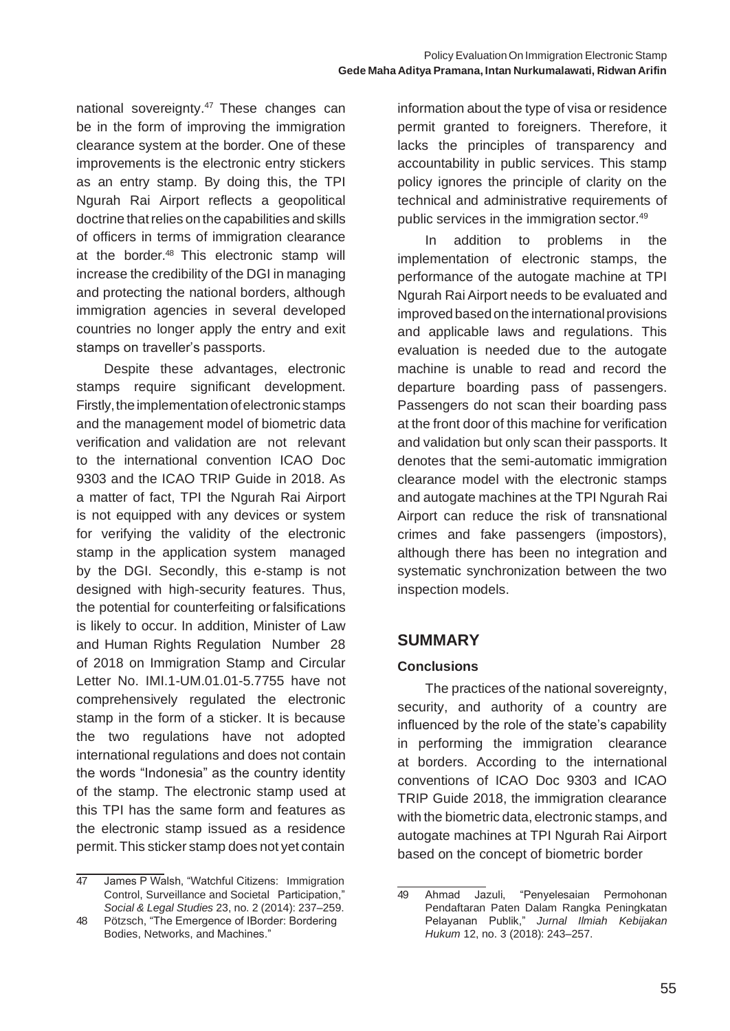national sovereignty.[47] These changes can be in the form of improving the immigration clearance system at the border. One of these improvements is the electronic entry stickers as an entry stamp. By doing this, the TPI Ngurah Rai Airport reflects a geopolitical doctrine that relies on the capabilities and skills of officers in terms of immigration clearance at the border.[48] This electronic stamp will increase the credibility of the DGI in managing and protecting the national borders, although immigration agencies in several developed countries no longer apply the entry and exit stamps on traveller's passports.

Despite these advantages, electronic stamps require significant development. Firstly, the implementation of electronic stamps and the management model of biometric data verification and validation are not relevant to the international convention ICAO Doc 9303 and the ICAO TRIP Guide in 2018. As a matter of fact, TPI the Ngurah Rai Airport is not equipped with any devices or system for verifying the validity of the electronic stamp in the application system managed by the DGI. Secondly, this e-stamp is not designed with high-security features. Thus, the potential for counterfeiting or falsifications is likely to occur. In addition, Minister of Law and Human Rights Regulation Number 28 of 2018 on Immigration Stamp and Circular Letter No. IMI.1-UM.01.01-5.7755 have not comprehensively regulated the electronic stamp in the form of a sticker. It is because the two regulations have not adopted international regulations and does not contain the words "Indonesia" as the country identity of the stamp. The electronic stamp used at this TPI has the same form and features as the electronic stamp issued as a residence permit. This sticker stamp does not yet contain information about the type of visa or residence permit granted to foreigners. Therefore, it lacks the principles of transparency and accountability in public services. This stamp policy ignores the principle of clarity on the technical and administrative requirements of public services in the immigration sector.[49]

In addition to problems in the implementation of electronic stamps, the performance of the autogate machine at TPI Ngurah Rai Airport needs to be evaluated and improved based on the international provisions and applicable laws and regulations. This evaluation is needed due to the autogate machine is unable to read and record the departure boarding pass of passengers. Passengers do not scan their boarding pass at the front door of this machine for verification and validation but only scan their passports. It denotes that the semi-automatic immigration clearance model with the electronic stamps and autogate machines at the TPI Ngurah Rai Airport can reduce the risk of transnational crimes and fake passengers (impostors), although there has been no integration and systematic synchronization between the two inspection models.

## SUMMARY

### Conclusions

The practices of the national sovereignty, security, and authority of a country are influenced by the role of the state's capability in performing the immigration clearance at borders. According to the international conventions of ICAO Doc 9303 and ICAO TRIP Guide 2018, the immigration clearance with the biometric data, electronic stamps, and autogate machines at TPI Ngurah Rai Airport based on the concept of biometric border

---

47 James P Walsh, "Watchful Citizens: Immigration Control, Surveillance and Societal Participation," *Social & Legal Studies* 23, no. 2 (2014): 237–259.

48 Pötzsch, "The Emergence of IBorder: Bordering Bodies, Networks, and Machines."

49 Ahmad Jazuli, "Penyelesaian Permohonan Pendaftaran Paten Dalam Rangka Peningkatan Pelayanan Publik," *Jurnal Ilmiah Kebijakan Hukum* 12, no. 3 (2018): 243–257.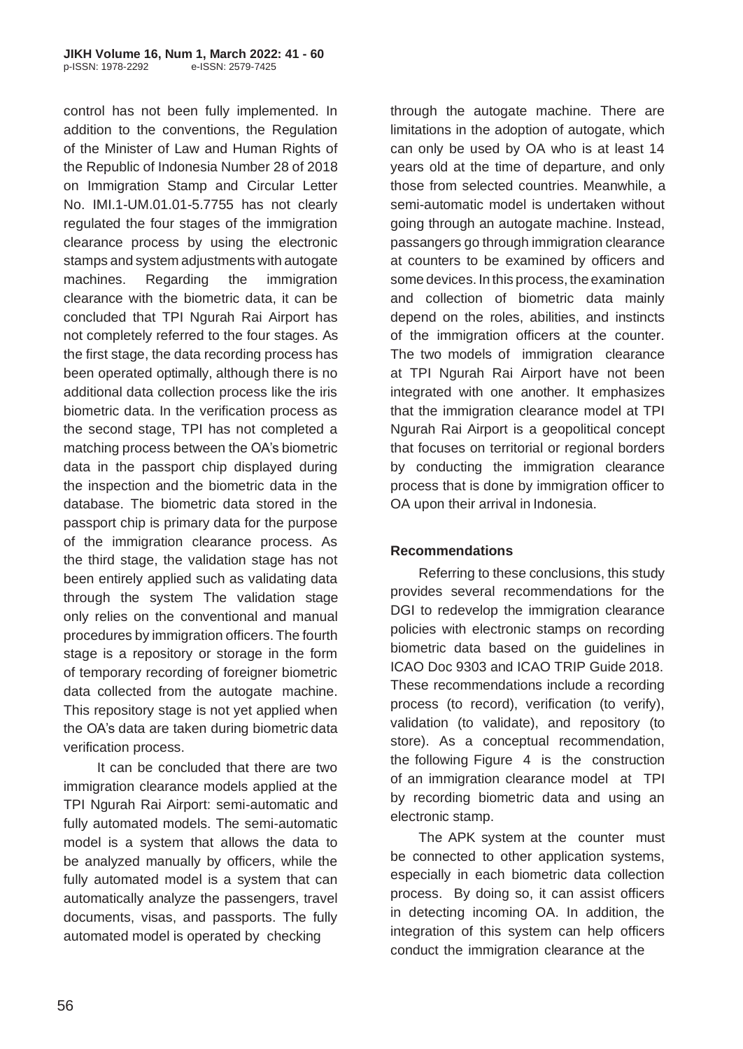control has not been fully implemented. In addition to the conventions, the Regulation of the Minister of Law and Human Rights of the Republic of Indonesia Number 28 of 2018 on Immigration Stamp and Circular Letter No. IMI.1-UM.01.01-5.7755 has not clearly regulated the four stages of the immigration clearance process by using the electronic stamps and system adjustments with autogate machines. Regarding the immigration clearance with the biometric data, it can be concluded that TPI Ngurah Rai Airport has not completely referred to the four stages. As the first stage, the data recording process has been operated optimally, although there is no additional data collection process like the iris biometric data. In the verification process as the second stage, TPI has not completed a matching process between the OA's biometric data in the passport chip displayed during the inspection and the biometric data in the database. The biometric data stored in the passport chip is primary data for the purpose of the immigration clearance process. As the third stage, the validation stage has not been entirely applied such as validating data through the system The validation stage only relies on the conventional and manual procedures by immigration officers. The fourth stage is a repository or storage in the form of temporary recording of foreigner biometric data collected from the autogate machine. This repository stage is not yet applied when the OA's data are taken during biometric data verification process.

It can be concluded that there are two immigration clearance models applied at the TPI Ngurah Rai Airport: semi-automatic and fully automated models. The semi-automatic model is a system that allows the data to be analyzed manually by officers, while the fully automated model is a system that can automatically analyze the passengers, travel documents, visas, and passports. The fully automated model is operated by checking through the autogate machine. There are limitations in the adoption of autogate, which can only be used by OA who is at least 14 years old at the time of departure, and only those from selected countries. Meanwhile, a semi-automatic model is undertaken without going through an autogate machine. Instead, passangers go through immigration clearance at counters to be examined by officers and some devices. In this process, the examination and collection of biometric data mainly depend on the roles, abilities, and instincts of the immigration officers at the counter. The two models of immigration clearance at TPI Ngurah Rai Airport have not been integrated with one another. It emphasizes that the immigration clearance model at TPI Ngurah Rai Airport is a geopolitical concept that focuses on territorial or regional borders by conducting the immigration clearance process that is done by immigration officer to OA upon their arrival in Indonesia.

**Recommendations**

Referring to these conclusions, this study provides several recommendations for the DGI to redevelop the immigration clearance policies with electronic stamps on recording biometric data based on the guidelines in ICAO Doc 9303 and ICAO TRIP Guide 2018. These recommendations include a recording process (to record), verification (to verify), validation (to validate), and repository (to store). As a conceptual recommendation, the following Figure 4 is the construction of an immigration clearance model at TPI by recording biometric data and using an electronic stamp.

The APK system at the counter must be connected to other application systems, especially in each biometric data collection process. By doing so, it can assist officers in detecting incoming OA. In addition, the integration of this system can help officers conduct the immigration clearance at the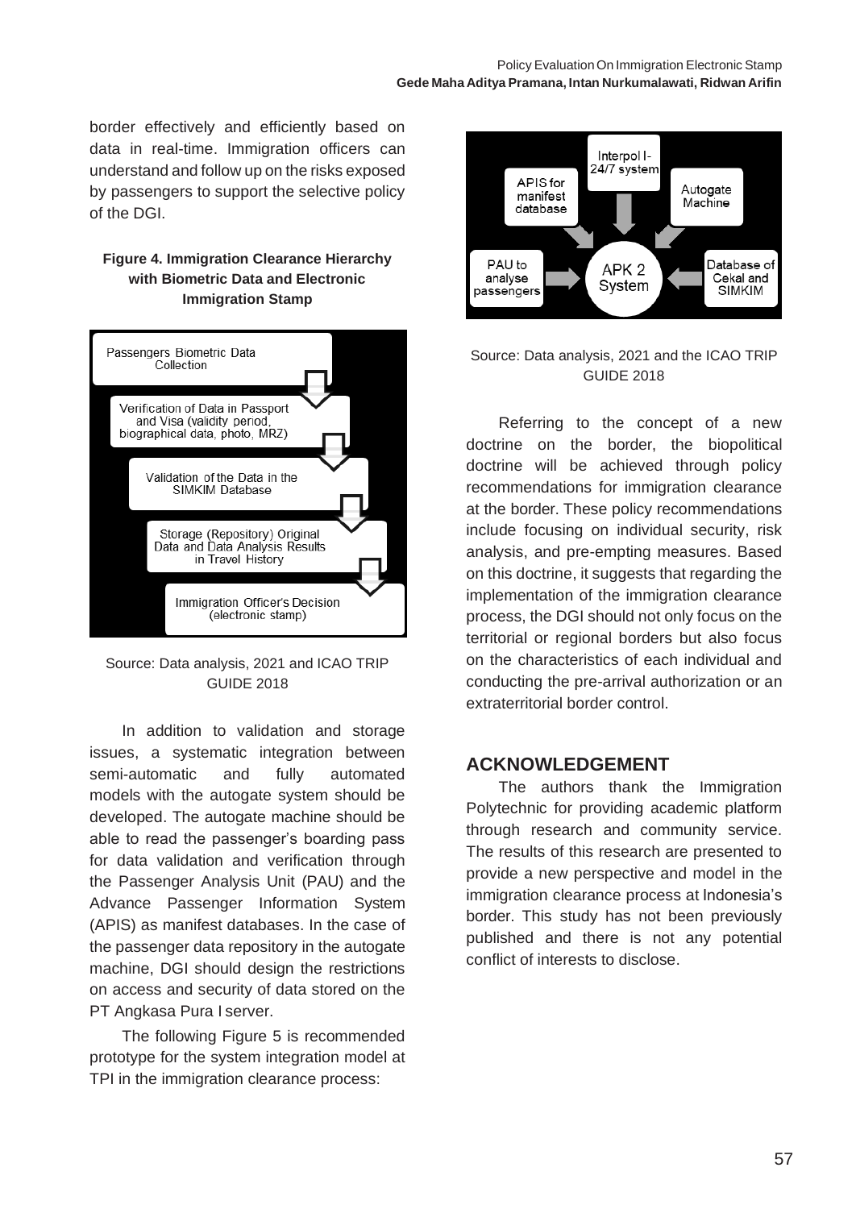border effectively and efficiently based on data in real-time. Immigration officers can understand and follow up on the risks exposed by passengers to support the selective policy of the DGI.

**Figure 4. Immigration Clearance Hierarchy with Biometric Data and Electronic Immigration Stamp**

Passengers Biometric Data Collection

Verification of Data in Passport and Visa (validity period, biographical data, photo, MRZ)

Validation of the Data in the SIMKIM Database

Storage (Repository) Original Data and Data Analysis Results in Travel History

Immigration Officer's Decision (electronic stamp)

Source: Data analysis, 2021 and ICAO TRIP GUIDE 2018

In addition to validation and storage issues, a systematic integration between semi-automatic and fully automated models with the autogate system should be developed. The autogate machine should be able to read the passenger's boarding pass for data validation and verification through the Passenger Analysis Unit (PAU) and the Advance Passenger Information System (APIS) as manifest databases. In the case of the passenger data repository in the autogate machine, DGI should design the restrictions on access and security of data stored on the PT Angkasa Pura I server.

The following Figure 5 is recommended prototype for the system integration model at TPI in the immigration clearance process:

Interpol I-24/7 system

APIS for manifest database

Autogate Machine

PAU to analyse passengers

APK 2 System

Database of Cekal and SIMKIM

Source: Data analysis, 2021 and the ICAO TRIP GUIDE 2018

Referring to the concept of a new doctrine on the border, the biopolitical doctrine will be achieved through policy recommendations for immigration clearance at the border. These policy recommendations include focusing on individual security, risk analysis, and pre-empting measures. Based on this doctrine, it suggests that regarding the implementation of the immigration clearance process, the DGI should not only focus on the territorial or regional borders but also focus on the characteristics of each individual and conducting the pre-arrival authorization or an extraterritorial border control.

## ACKNOWLEDGEMENT

The authors thank the Immigration Polytechnic for providing academic platform through research and community service. The results of this research are presented to provide a new perspective and model in the immigration clearance process at Indonesia's border. This study has not been previously published and there is not any potential conflict of interests to disclose.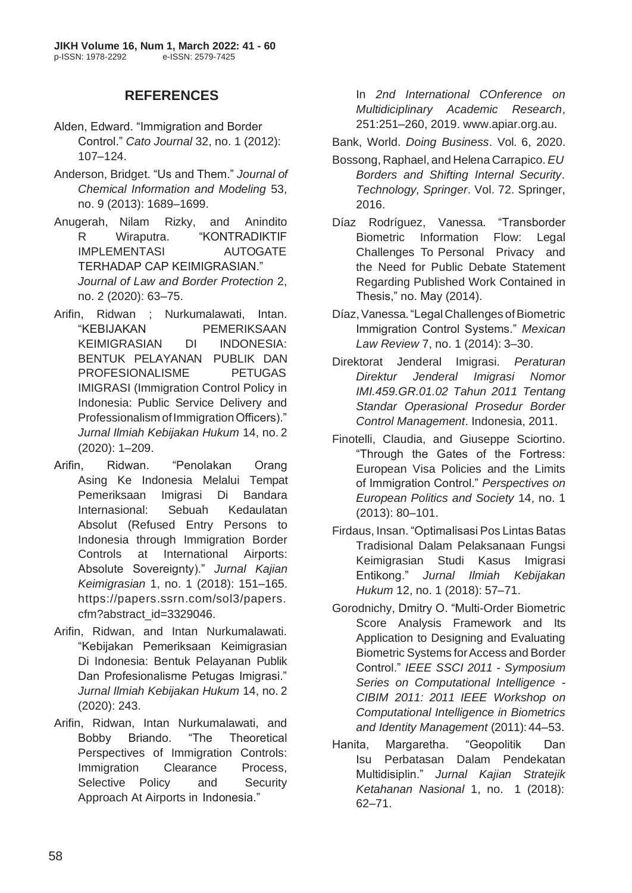## REFERENCES

Alden, Edward. "Immigration and Border Control." *Cato Journal* 32, no. 1 (2012): 107–124.

Anderson, Bridget. "Us and Them." *Journal of Chemical Information and Modeling* 53, no. 9 (2013): 1689–1699.

Anugerah, Nilam Rizky, and Anindito R Wiraputra. "KONTRADIKTIF IMPLEMENTASI AUTOGATE TERHADAP CAP KEIMIGRASIAN." *Journal of Law and Border Protection* 2, no. 2 (2020): 63–75.

Arifin, Ridwan ; Nurkumalawati, Intan. "KEBIJAKAN PEMERIKSAAN KEIMIGRASIAN DI INDONESIA: BENTUK PELAYANAN PUBLIK DAN PROFESIONALISME PETUGAS IMIGRASI (Immigration Control Policy in Indonesia: Public Service Delivery and Professionalism of Immigration Officers)." *Jurnal Ilmiah Kebijakan Hukum* 14, no. 2 (2020): 1–209.

Arifin, Ridwan. "Penolakan Orang Asing Ke Indonesia Melalui Tempat Pemeriksaan Imigrasi Di Bandara Internasional: Sebuah Kedaulatan Absolut (Refused Entry Persons to Indonesia through Immigration Border Controls at International Airports: Absolute Sovereignty)." *Jurnal Kajian Keimigrasian* 1, no. 1 (2018): 151–165. https://papers.ssrn.com/sol3/papers.cfm?abstract_id=3329046.

Arifin, Ridwan, and Intan Nurkumalawati. "Kebijakan Pemeriksaan Keimigrasian Di Indonesia: Bentuk Pelayanan Publik Dan Profesionalisme Petugas Imigrasi." *Jurnal Ilmiah Kebijakan Hukum* 14, no. 2 (2020): 243.

Arifin, Ridwan, Intan Nurkumalawati, and Bobby Briando. "The Theoretical Perspectives of Immigration Controls: Immigration Clearance Process, Selective Policy and Security Approach At Airports in Indonesia." In *2nd International COnference on Multidiciplinary Academic Research*, 251:251–260, 2019. www.apiar.org.au.

Bank, World. *Doing Business*. Vol. 6, 2020.

Bossong, Raphael, and Helena Carrapico. *EU Borders and Shifting Internal Security*. *Technology, Springer*. Vol. 72. Springer, 2016.

Díaz Rodríguez, Vanessa. "Transborder Biometric Information Flow: Legal Challenges To Personal Privacy and the Need for Public Debate Statement Regarding Published Work Contained in Thesis," no. May (2014).

Díaz, Vanessa. "Legal Challenges of Biometric Immigration Control Systems." *Mexican Law Review* 7, no. 1 (2014): 3–30.

Direktorat Jenderal Imigrasi. *Peraturan Direktur Jenderal Imigrasi Nomor IMI.459.GR.01.02 Tahun 2011 Tentang Standar Operasional Prosedur Border Control Management*. Indonesia, 2011.

Finotelli, Claudia, and Giuseppe Sciortino. "Through the Gates of the Fortress: European Visa Policies and the Limits of Immigration Control." *Perspectives on European Politics and Society* 14, no. 1 (2013): 80–101.

Firdaus, Insan. "Optimalisasi Pos Lintas Batas Tradisional Dalam Pelaksanaan Fungsi Keimigrasian Studi Kasus Imigrasi Entikong." *Jurnal Ilmiah Kebijakan Hukum* 12, no. 1 (2018): 57–71.

Gorodnichy, Dmitry O. "Multi-Order Biometric Score Analysis Framework and Its Application to Designing and Evaluating Biometric Systems for Access and Border Control." *IEEE SSCI 2011 - Symposium Series on Computational Intelligence - CIBIM 2011: 2011 IEEE Workshop on Computational Intelligence in Biometrics and Identity Management* (2011): 44–53.

Hanita, Margaretha. "Geopolitik Dan Isu Perbatasan Dalam Pendekatan Multidisiplin." *Jurnal Kajian Stratejik Ketahanan Nasional* 1, no. 1 (2018): 62–71.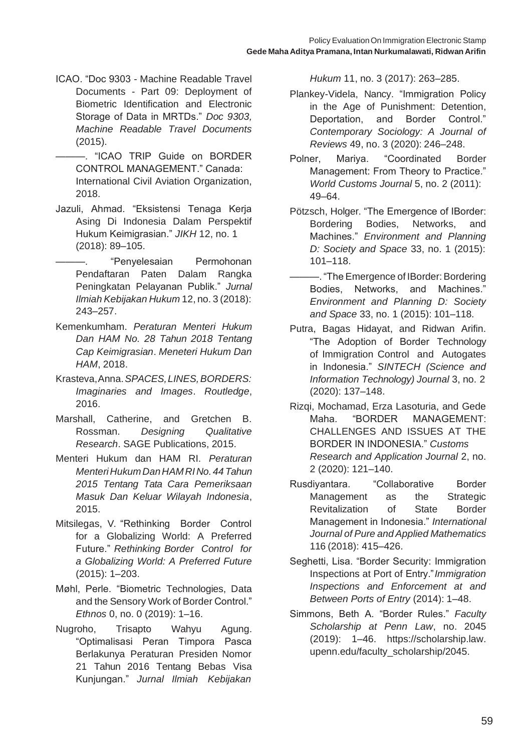ICAO. "Doc 9303 - Machine Readable Travel Documents - Part 09: Deployment of Biometric Identification and Electronic Storage of Data in MRTDs." *Doc 9303, Machine Readable Travel Documents* (2015).

———. "ICAO TRIP Guide on BORDER CONTROL MANAGEMENT." Canada: International Civil Aviation Organization, 2018.

Jazuli, Ahmad. "Eksistensi Tenaga Kerja Asing Di Indonesia Dalam Perspektif Hukum Keimigrasian." *JIKH* 12, no. 1 (2018): 89–105.

———. "Penyelesaian Permohonan Pendaftaran Paten Dalam Rangka Peningkatan Pelayanan Publik." *Jurnal Ilmiah Kebijakan Hukum* 12, no. 3 (2018): 243–257.

Kemenkumham. *Peraturan Menteri Hukum Dan HAM No. 28 Tahun 2018 Tentang Cap Keimigrasian*. *Meneteri Hukum Dan HAM*, 2018.

Krasteva, Anna. *SPACES, LINES, BORDERS: Imaginaries and Images*. *Routledge*, 2016.

Marshall, Catherine, and Gretchen B. Rossman. *Designing Qualitative Research*. SAGE Publications, 2015.

Menteri Hukum dan HAM RI. *Peraturan Menteri Hukum Dan HAM RI No. 44 Tahun 2015 Tentang Tata Cara Pemeriksaan Masuk Dan Keluar Wilayah Indonesia*, 2015.

Mitsilegas, V. "Rethinking Border Control for a Globalizing World: A Preferred Future." *Rethinking Border Control for a Globalizing World: A Preferred Future* (2015): 1–203.

Møhl, Perle. "Biometric Technologies, Data and the Sensory Work of Border Control." *Ethnos* 0, no. 0 (2019): 1–16.

Nugroho, Trisapto Wahyu Agung. "Optimalisasi Peran Timpora Pasca Berlakunya Peraturan Presiden Nomor 21 Tahun 2016 Tentang Bebas Visa Kunjungan." *Jurnal Ilmiah Kebijakan Hukum* 11, no. 3 (2017): 263–285.

Plankey-Videla, Nancy. "Immigration Policy in the Age of Punishment: Detention, Deportation, and Border Control." *Contemporary Sociology: A Journal of Reviews* 49, no. 3 (2020): 246–248.

Polner, Mariya. "Coordinated Border Management: From Theory to Practice." *World Customs Journal* 5, no. 2 (2011): 49–64.

Pötzsch, Holger. "The Emergence of IBorder: Bordering Bodies, Networks, and Machines." *Environment and Planning D: Society and Space* 33, no. 1 (2015): 101–118.

———. "The Emergence of IBorder: Bordering Bodies, Networks, and Machines." *Environment and Planning D: Society and Space* 33, no. 1 (2015): 101–118.

Putra, Bagas Hidayat, and Ridwan Arifin. "The Adoption of Border Technology of Immigration Control and Autogates in Indonesia." *SINTECH (Science and Information Technology) Journal* 3, no. 2 (2020): 137–148.

Rizqi, Mochamad, Erza Lasoturia, and Gede Maha. "BORDER MANAGEMENT: CHALLENGES AND ISSUES AT THE BORDER IN INDONESIA." *Customs Research and Application Journal* 2, no. 2 (2020): 121–140.

Rusdiyantara. "Collaborative Border Management as the Strategic Revitalization of State Border Management in Indonesia." *International Journal of Pure and Applied Mathematics* 116 (2018): 415–426.

Seghetti, Lisa. "Border Security: Immigration Inspections at Port of Entry." *Immigration Inspections and Enforcement at and Between Ports of Entry* (2014): 1–48.

Simmons, Beth A. "Border Rules." *Faculty Scholarship at Penn Law*, no. 2045 (2019): 1–46. https://scholarship.law.upenn.edu/faculty_scholarship/2045.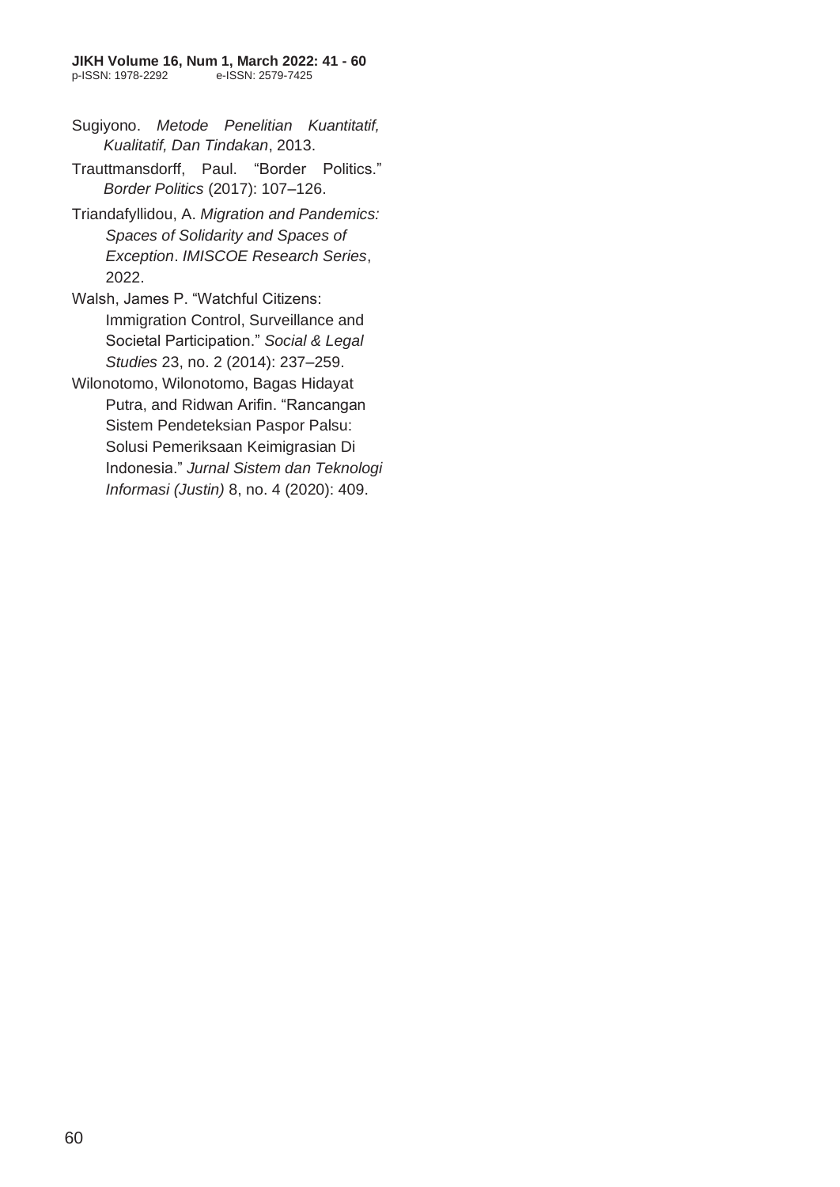Sugiyono. *Metode Penelitian Kuantitatif, Kualitatif, Dan Tindakan*, 2013.

Trauttmansdorff, Paul. "Border Politics." *Border Politics* (2017): 107–126.

Triandafyllidou, A. *Migration and Pandemics: Spaces of Solidarity and Spaces of Exception*. *IMISCOE Research Series*, 2022.

Walsh, James P. "Watchful Citizens: Immigration Control, Surveillance and Societal Participation." *Social & Legal Studies* 23, no. 2 (2014): 237–259.

Wilonotomo, Wilonotomo, Bagas Hidayat Putra, and Ridwan Arifin. "Rancangan Sistem Pendeteksian Paspor Palsu: Solusi Pemeriksaan Keimigrasian Di Indonesia." *Jurnal Sistem dan Teknologi Informasi (Justin)* 8, no. 4 (2020): 409.